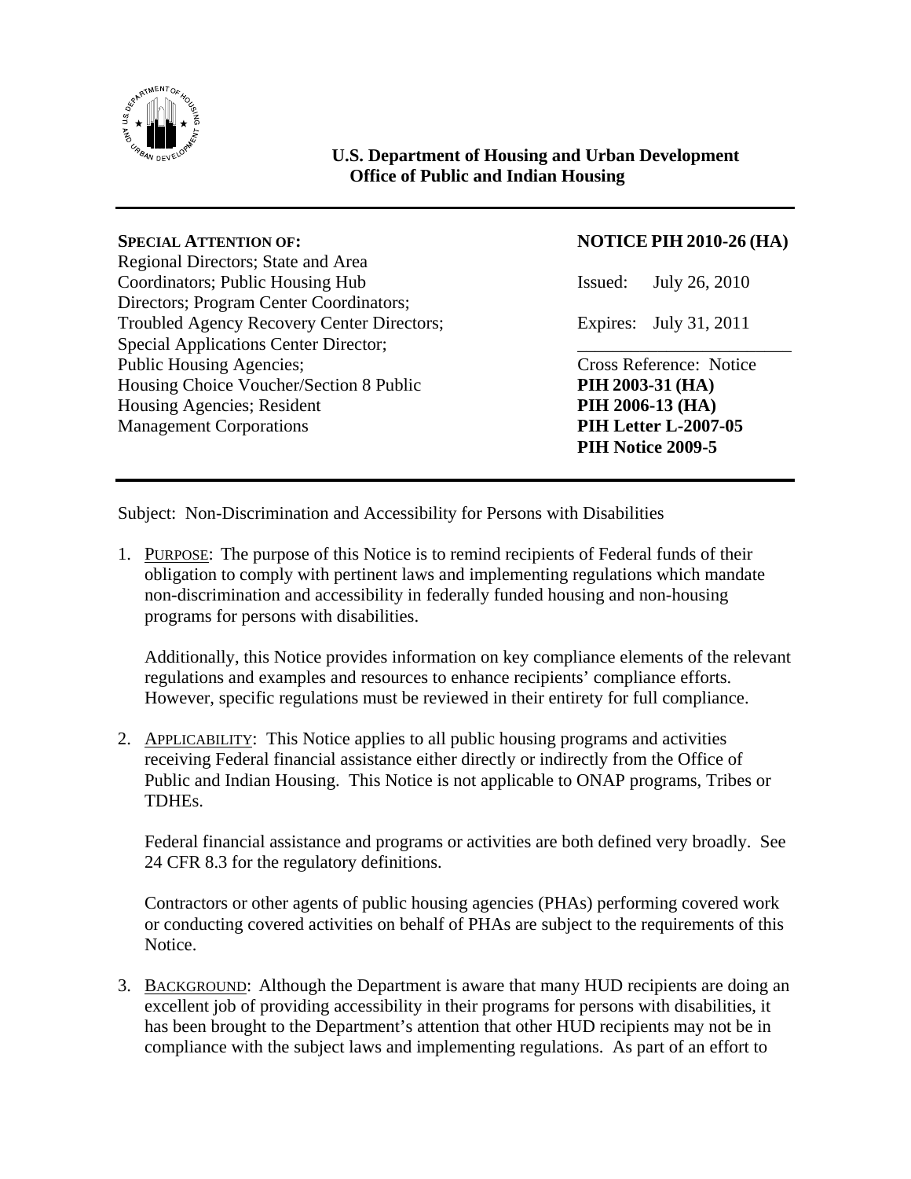**U.S. Department of Housing and Urban Development**
**Office of Public and Indian Housing**

---

**SPECIAL ATTENTION OF:**
Regional Directors; State and Area Coordinators; Public Housing Hub Directors; Program Center Coordinators; Troubled Agency Recovery Center Directors; Special Applications Center Director; Public Housing Agencies; Housing Choice Voucher/Section 8 Public Housing Agencies; Resident Management Corporations

**NOTICE PIH 2010-26 (HA)**

Issued: July 26, 2010

Expires: July 31, 2011

Cross Reference: Notice
**PIH 2003-31 (HA)**
**PIH 2006-13 (HA)**
**PIH Letter L-2007-05**
**PIH Notice 2009-5**

---

Subject: Non-Discrimination and Accessibility for Persons with Disabilities

1. PURPOSE: The purpose of this Notice is to remind recipients of Federal funds of their obligation to comply with pertinent laws and implementing regulations which mandate non-discrimination and accessibility in federally funded housing and non-housing programs for persons with disabilities.

   Additionally, this Notice provides information on key compliance elements of the relevant regulations and examples and resources to enhance recipients' compliance efforts. However, specific regulations must be reviewed in their entirety for full compliance.

2. APPLICABILITY: This Notice applies to all public housing programs and activities receiving Federal financial assistance either directly or indirectly from the Office of Public and Indian Housing. This Notice is not applicable to ONAP programs, Tribes or TDHEs.

   Federal financial assistance and programs or activities are both defined very broadly. See 24 CFR 8.3 for the regulatory definitions.

   Contractors or other agents of public housing agencies (PHAs) performing covered work or conducting covered activities on behalf of PHAs are subject to the requirements of this Notice.

3. BACKGROUND: Although the Department is aware that many HUD recipients are doing an excellent job of providing accessibility in their programs for persons with disabilities, it has been brought to the Department's attention that other HUD recipients may not be in compliance with the subject laws and implementing regulations. As part of an effort to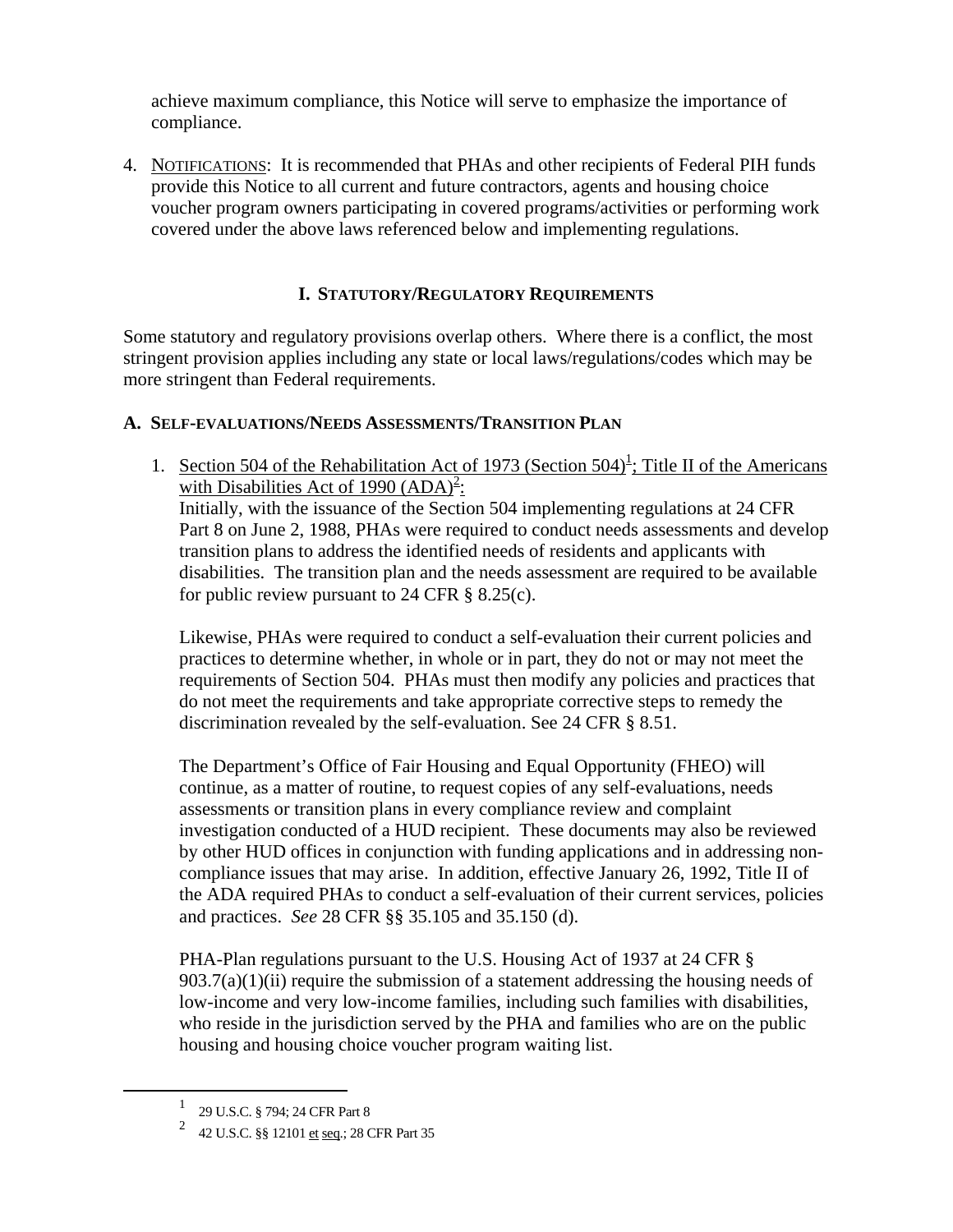achieve maximum compliance, this Notice will serve to emphasize the importance of compliance.

4. NOTIFICATIONS: It is recommended that PHAs and other recipients of Federal PIH funds provide this Notice to all current and future contractors, agents and housing choice voucher program owners participating in covered programs/activities or performing work covered under the above laws referenced below and implementing regulations.

## I. STATUTORY/REGULATORY REQUIREMENTS

Some statutory and regulatory provisions overlap others. Where there is a conflict, the most stringent provision applies including any state or local laws/regulations/codes which may be more stringent than Federal requirements.

### A. SELF-EVALUATIONS/NEEDS ASSESSMENTS/TRANSITION PLAN

1. Section 504 of the Rehabilitation Act of 1973 (Section 504)[1]; Title II of the Americans with Disabilities Act of 1990 (ADA)[2]:
   Initially, with the issuance of the Section 504 implementing regulations at 24 CFR Part 8 on June 2, 1988, PHAs were required to conduct needs assessments and develop transition plans to address the identified needs of residents and applicants with disabilities. The transition plan and the needs assessment are required to be available for public review pursuant to 24 CFR § 8.25(c).

   Likewise, PHAs were required to conduct a self-evaluation their current policies and practices to determine whether, in whole or in part, they do not or may not meet the requirements of Section 504. PHAs must then modify any policies and practices that do not meet the requirements and take appropriate corrective steps to remedy the discrimination revealed by the self-evaluation. See 24 CFR § 8.51.

   The Department's Office of Fair Housing and Equal Opportunity (FHEO) will continue, as a matter of routine, to request copies of any self-evaluations, needs assessments or transition plans in every compliance review and complaint investigation conducted of a HUD recipient. These documents may also be reviewed by other HUD offices in conjunction with funding applications and in addressing non-compliance issues that may arise. In addition, effective January 26, 1992, Title II of the ADA required PHAs to conduct a self-evaluation of their current services, policies and practices. *See* 28 CFR §§ 35.105 and 35.150 (d).

   PHA-Plan regulations pursuant to the U.S. Housing Act of 1937 at 24 CFR § 903.7(a)(1)(ii) require the submission of a statement addressing the housing needs of low-income and very low-income families, including such families with disabilities, who reside in the jurisdiction served by the PHA and families who are on the public housing and housing choice voucher program waiting list.

---

[1] 29 U.S.C. § 794; 24 CFR Part 8

[2] 42 U.S.C. §§ 12101 et seq.; 28 CFR Part 35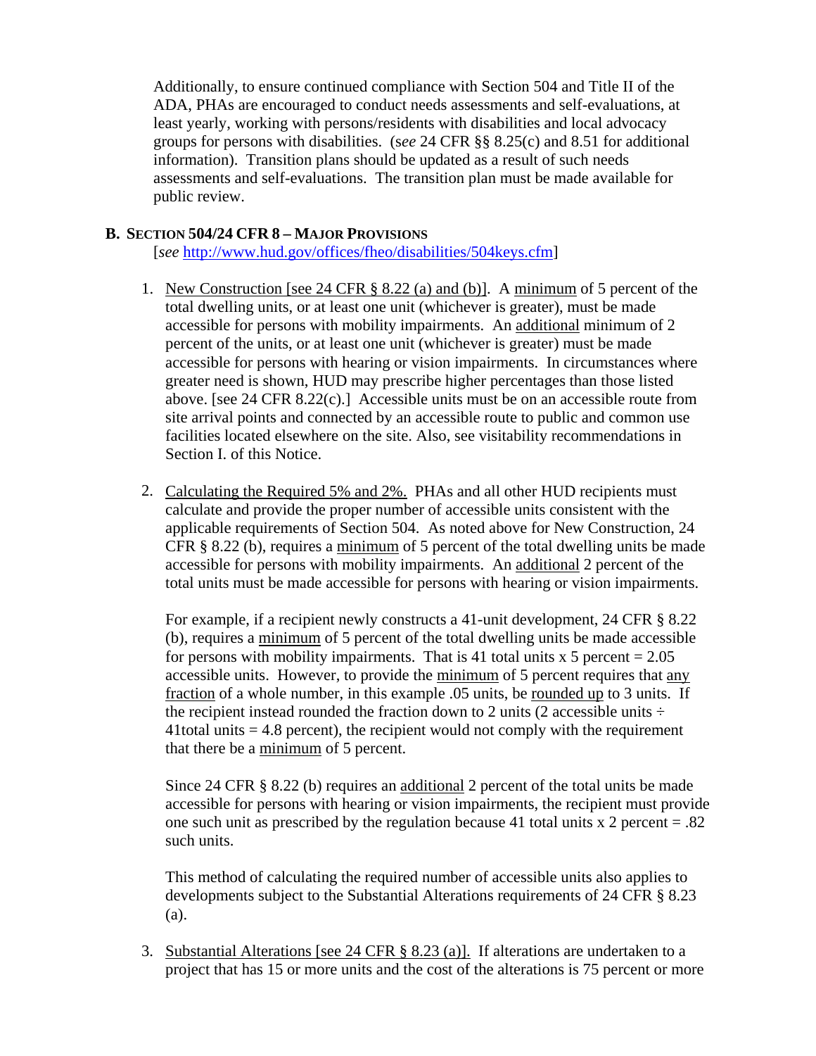Additionally, to ensure continued compliance with Section 504 and Title II of the ADA, PHAs are encouraged to conduct needs assessments and self-evaluations, at least yearly, working with persons/residents with disabilities and local advocacy groups for persons with disabilities. (*see* 24 CFR §§ 8.25(c) and 8.51 for additional information). Transition plans should be updated as a result of such needs assessments and self-evaluations. The transition plan must be made available for public review.

## B. SECTION 504/24 CFR 8 – MAJOR PROVISIONS

[*see* http://www.hud.gov/offices/fheo/disabilities/504keys.cfm]

1. New Construction [see 24 CFR § 8.22 (a) and (b)]. A minimum of 5 percent of the total dwelling units, or at least one unit (whichever is greater), must be made accessible for persons with mobility impairments. An additional minimum of 2 percent of the units, or at least one unit (whichever is greater) must be made accessible for persons with hearing or vision impairments. In circumstances where greater need is shown, HUD may prescribe higher percentages than those listed above. [see 24 CFR 8.22(c).] Accessible units must be on an accessible route from site arrival points and connected by an accessible route to public and common use facilities located elsewhere on the site. Also, see visitability recommendations in Section I. of this Notice.

2. Calculating the Required 5% and 2%. PHAs and all other HUD recipients must calculate and provide the proper number of accessible units consistent with the applicable requirements of Section 504. As noted above for New Construction, 24 CFR § 8.22 (b), requires a minimum of 5 percent of the total dwelling units be made accessible for persons with mobility impairments. An additional 2 percent of the total units must be made accessible for persons with hearing or vision impairments.

   For example, if a recipient newly constructs a 41-unit development, 24 CFR § 8.22 (b), requires a minimum of 5 percent of the total dwelling units be made accessible for persons with mobility impairments. That is 41 total units x 5 percent = 2.05 accessible units. However, to provide the minimum of 5 percent requires that any fraction of a whole number, in this example .05 units, be rounded up to 3 units. If the recipient instead rounded the fraction down to 2 units (2 accessible units ÷ 41total units = 4.8 percent), the recipient would not comply with the requirement that there be a minimum of 5 percent.

   Since 24 CFR § 8.22 (b) requires an additional 2 percent of the total units be made accessible for persons with hearing or vision impairments, the recipient must provide one such unit as prescribed by the regulation because 41 total units x 2 percent = .82 such units.

   This method of calculating the required number of accessible units also applies to developments subject to the Substantial Alterations requirements of 24 CFR § 8.23 (a).

3. Substantial Alterations [see 24 CFR § 8.23 (a)]. If alterations are undertaken to a project that has 15 or more units and the cost of the alterations is 75 percent or more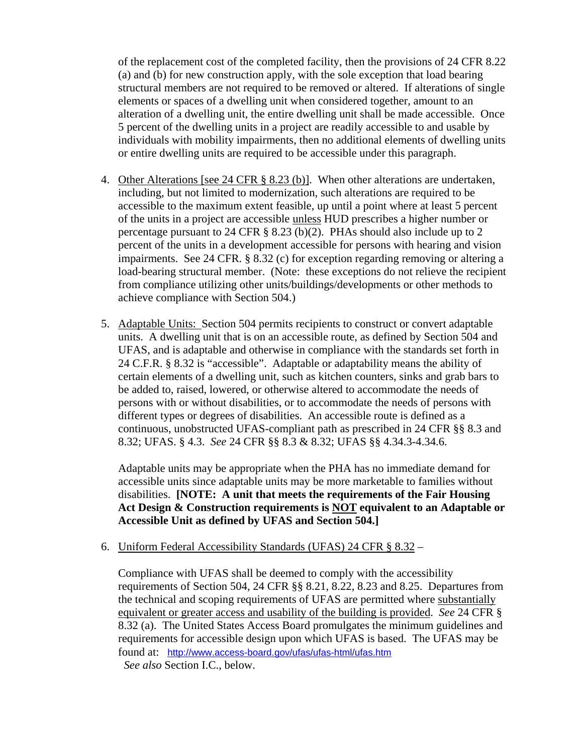of the replacement cost of the completed facility, then the provisions of 24 CFR 8.22 (a) and (b) for new construction apply, with the sole exception that load bearing structural members are not required to be removed or altered. If alterations of single elements or spaces of a dwelling unit when considered together, amount to an alteration of a dwelling unit, the entire dwelling unit shall be made accessible. Once 5 percent of the dwelling units in a project are readily accessible to and usable by individuals with mobility impairments, then no additional elements of dwelling units or entire dwelling units are required to be accessible under this paragraph.

4. Other Alterations [see 24 CFR § 8.23 (b)]. When other alterations are undertaken, including, but not limited to modernization, such alterations are required to be accessible to the maximum extent feasible, up until a point where at least 5 percent of the units in a project are accessible unless HUD prescribes a higher number or percentage pursuant to 24 CFR § 8.23 (b)(2). PHAs should also include up to 2 percent of the units in a development accessible for persons with hearing and vision impairments. See 24 CFR. § 8.32 (c) for exception regarding removing or altering a load-bearing structural member. (Note: these exceptions do not relieve the recipient from compliance utilizing other units/buildings/developments or other methods to achieve compliance with Section 504.)

5. Adaptable Units: Section 504 permits recipients to construct or convert adaptable units. A dwelling unit that is on an accessible route, as defined by Section 504 and UFAS, and is adaptable and otherwise in compliance with the standards set forth in 24 C.F.R. § 8.32 is "accessible". Adaptable or adaptability means the ability of certain elements of a dwelling unit, such as kitchen counters, sinks and grab bars to be added to, raised, lowered, or otherwise altered to accommodate the needs of persons with or without disabilities, or to accommodate the needs of persons with different types or degrees of disabilities. An accessible route is defined as a continuous, unobstructed UFAS-compliant path as prescribed in 24 CFR §§ 8.3 and 8.32; UFAS. § 4.3. *See* 24 CFR §§ 8.3 & 8.32; UFAS §§ 4.34.3-4.34.6.

   Adaptable units may be appropriate when the PHA has no immediate demand for accessible units since adaptable units may be more marketable to families without disabilities. **[NOTE: A unit that meets the requirements of the Fair Housing Act Design & Construction requirements is NOT equivalent to an Adaptable or Accessible Unit as defined by UFAS and Section 504.]**

6. Uniform Federal Accessibility Standards (UFAS) 24 CFR § 8.32 –

   Compliance with UFAS shall be deemed to comply with the accessibility requirements of Section 504, 24 CFR §§ 8.21, 8.22, 8.23 and 8.25. Departures from the technical and scoping requirements of UFAS are permitted where substantially equivalent or greater access and usability of the building is provided. *See* 24 CFR § 8.32 (a). The United States Access Board promulgates the minimum guidelines and requirements for accessible design upon which UFAS is based. The UFAS may be found at: http://www.access-board.gov/ufas/ufas-html/ufas.htm
   *See also* Section I.C., below.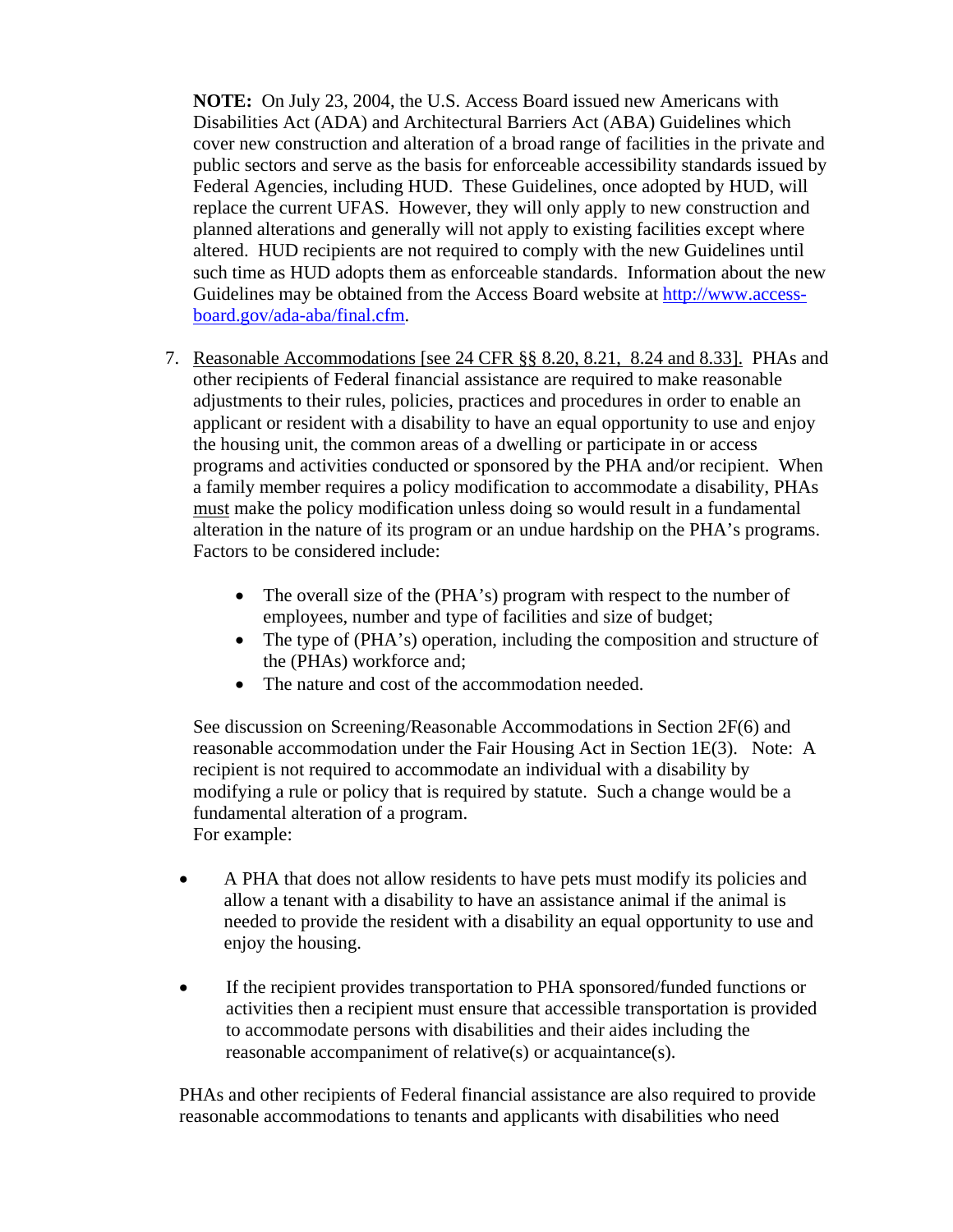**NOTE:** On July 23, 2004, the U.S. Access Board issued new Americans with Disabilities Act (ADA) and Architectural Barriers Act (ABA) Guidelines which cover new construction and alteration of a broad range of facilities in the private and public sectors and serve as the basis for enforceable accessibility standards issued by Federal Agencies, including HUD. These Guidelines, once adopted by HUD, will replace the current UFAS. However, they will only apply to new construction and planned alterations and generally will not apply to existing facilities except where altered. HUD recipients are not required to comply with the new Guidelines until such time as HUD adopts them as enforceable standards. Information about the new Guidelines may be obtained from the Access Board website at [http://www.access-board.gov/ada-aba/final.cfm](http://www.access-board.gov/ada-aba/final.cfm).

7. Reasonable Accommodations [see 24 CFR §§ 8.20, 8.21, 8.24 and 8.33]. PHAs and other recipients of Federal financial assistance are required to make reasonable adjustments to their rules, policies, practices and procedures in order to enable an applicant or resident with a disability to have an equal opportunity to use and enjoy the housing unit, the common areas of a dwelling or participate in or access programs and activities conducted or sponsored by the PHA and/or recipient. When a family member requires a policy modification to accommodate a disability, PHAs must make the policy modification unless doing so would result in a fundamental alteration in the nature of its program or an undue hardship on the PHA's programs. Factors to be considered include:

   - The overall size of the (PHA's) program with respect to the number of employees, number and type of facilities and size of budget;
   - The type of (PHA's) operation, including the composition and structure of the (PHAs) workforce and;
   - The nature and cost of the accommodation needed.

   See discussion on Screening/Reasonable Accommodations in Section 2F(6) and reasonable accommodation under the Fair Housing Act in Section 1E(3). Note: A recipient is not required to accommodate an individual with a disability by modifying a rule or policy that is required by statute. Such a change would be a fundamental alteration of a program.
   For example:

- A PHA that does not allow residents to have pets must modify its policies and allow a tenant with a disability to have an assistance animal if the animal is needed to provide the resident with a disability an equal opportunity to use and enjoy the housing.

- If the recipient provides transportation to PHA sponsored/funded functions or activities then a recipient must ensure that accessible transportation is provided to accommodate persons with disabilities and their aides including the reasonable accompaniment of relative(s) or acquaintance(s).

PHAs and other recipients of Federal financial assistance are also required to provide reasonable accommodations to tenants and applicants with disabilities who need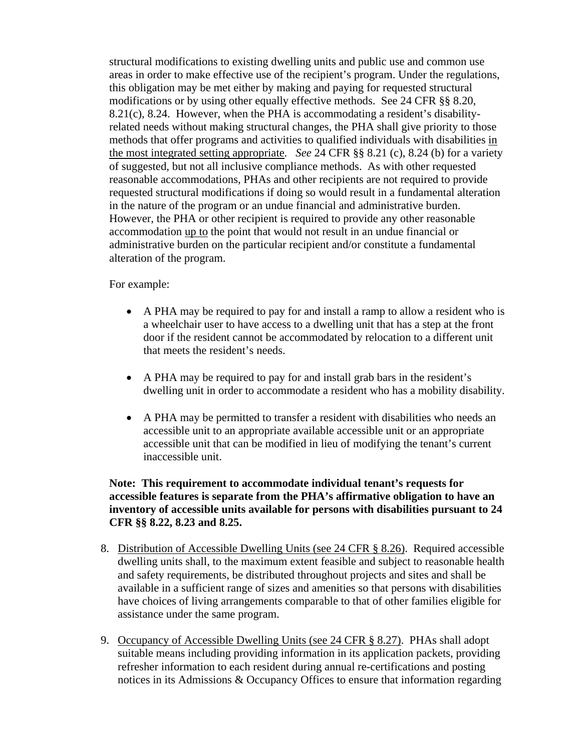structural modifications to existing dwelling units and public use and common use areas in order to make effective use of the recipient's program. Under the regulations, this obligation may be met either by making and paying for requested structural modifications or by using other equally effective methods. See 24 CFR §§ 8.20, 8.21(c), 8.24. However, when the PHA is accommodating a resident's disability-related needs without making structural changes, the PHA shall give priority to those methods that offer programs and activities to qualified individuals with disabilities <u>in the most integrated setting appropriate</u>. *See* 24 CFR §§ 8.21 (c), 8.24 (b) for a variety of suggested, but not all inclusive compliance methods. As with other requested reasonable accommodations, PHAs and other recipients are not required to provide requested structural modifications if doing so would result in a fundamental alteration in the nature of the program or an undue financial and administrative burden. However, the PHA or other recipient is required to provide any other reasonable accommodation <u>up to</u> the point that would not result in an undue financial or administrative burden on the particular recipient and/or constitute a fundamental alteration of the program.

For example:

- A PHA may be required to pay for and install a ramp to allow a resident who is a wheelchair user to have access to a dwelling unit that has a step at the front door if the resident cannot be accommodated by relocation to a different unit that meets the resident's needs.
- A PHA may be required to pay for and install grab bars in the resident's dwelling unit in order to accommodate a resident who has a mobility disability.
- A PHA may be permitted to transfer a resident with disabilities who needs an accessible unit to an appropriate available accessible unit or an appropriate accessible unit that can be modified in lieu of modifying the tenant's current inaccessible unit.

**Note: This requirement to accommodate individual tenant's requests for accessible features is separate from the PHA's affirmative obligation to have an inventory of accessible units available for persons with disabilities pursuant to 24 CFR §§ 8.22, 8.23 and 8.25.**

8. <u>Distribution of Accessible Dwelling Units (see 24 CFR § 8.26)</u>. Required accessible dwelling units shall, to the maximum extent feasible and subject to reasonable health and safety requirements, be distributed throughout projects and sites and shall be available in a sufficient range of sizes and amenities so that persons with disabilities have choices of living arrangements comparable to that of other families eligible for assistance under the same program.

9. <u>Occupancy of Accessible Dwelling Units (see 24 CFR § 8.27)</u>. PHAs shall adopt suitable means including providing information in its application packets, providing refresher information to each resident during annual re-certifications and posting notices in its Admissions & Occupancy Offices to ensure that information regarding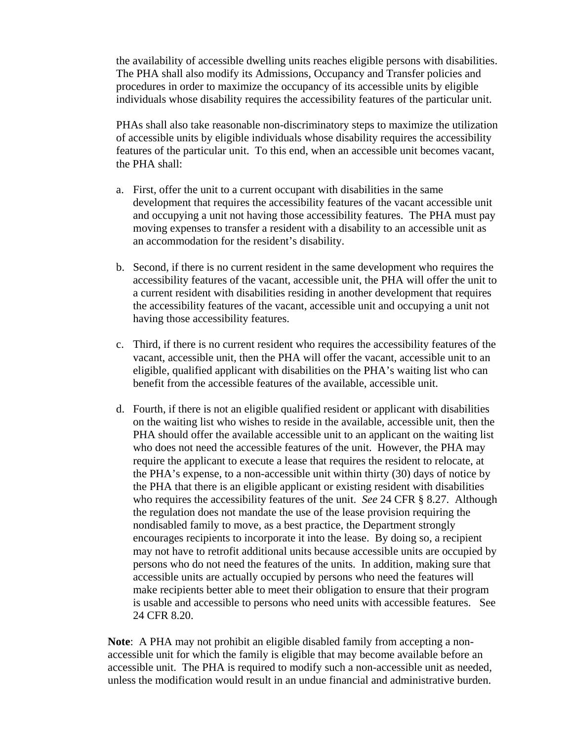the availability of accessible dwelling units reaches eligible persons with disabilities. The PHA shall also modify its Admissions, Occupancy and Transfer policies and procedures in order to maximize the occupancy of its accessible units by eligible individuals whose disability requires the accessibility features of the particular unit.

PHAs shall also take reasonable non-discriminatory steps to maximize the utilization of accessible units by eligible individuals whose disability requires the accessibility features of the particular unit. To this end, when an accessible unit becomes vacant, the PHA shall:

a. First, offer the unit to a current occupant with disabilities in the same development that requires the accessibility features of the vacant accessible unit and occupying a unit not having those accessibility features. The PHA must pay moving expenses to transfer a resident with a disability to an accessible unit as an accommodation for the resident's disability.

b. Second, if there is no current resident in the same development who requires the accessibility features of the vacant, accessible unit, the PHA will offer the unit to a current resident with disabilities residing in another development that requires the accessibility features of the vacant, accessible unit and occupying a unit not having those accessibility features.

c. Third, if there is no current resident who requires the accessibility features of the vacant, accessible unit, then the PHA will offer the vacant, accessible unit to an eligible, qualified applicant with disabilities on the PHA's waiting list who can benefit from the accessible features of the available, accessible unit.

d. Fourth, if there is not an eligible qualified resident or applicant with disabilities on the waiting list who wishes to reside in the available, accessible unit, then the PHA should offer the available accessible unit to an applicant on the waiting list who does not need the accessible features of the unit. However, the PHA may require the applicant to execute a lease that requires the resident to relocate, at the PHA's expense, to a non-accessible unit within thirty (30) days of notice by the PHA that there is an eligible applicant or existing resident with disabilities who requires the accessibility features of the unit. *See* 24 CFR § 8.27. Although the regulation does not mandate the use of the lease provision requiring the nondisabled family to move, as a best practice, the Department strongly encourages recipients to incorporate it into the lease. By doing so, a recipient may not have to retrofit additional units because accessible units are occupied by persons who do not need the features of the units. In addition, making sure that accessible units are actually occupied by persons who need the features will make recipients better able to meet their obligation to ensure that their program is usable and accessible to persons who need units with accessible features. See 24 CFR 8.20.

**Note**: A PHA may not prohibit an eligible disabled family from accepting a non-accessible unit for which the family is eligible that may become available before an accessible unit. The PHA is required to modify such a non-accessible unit as needed, unless the modification would result in an undue financial and administrative burden.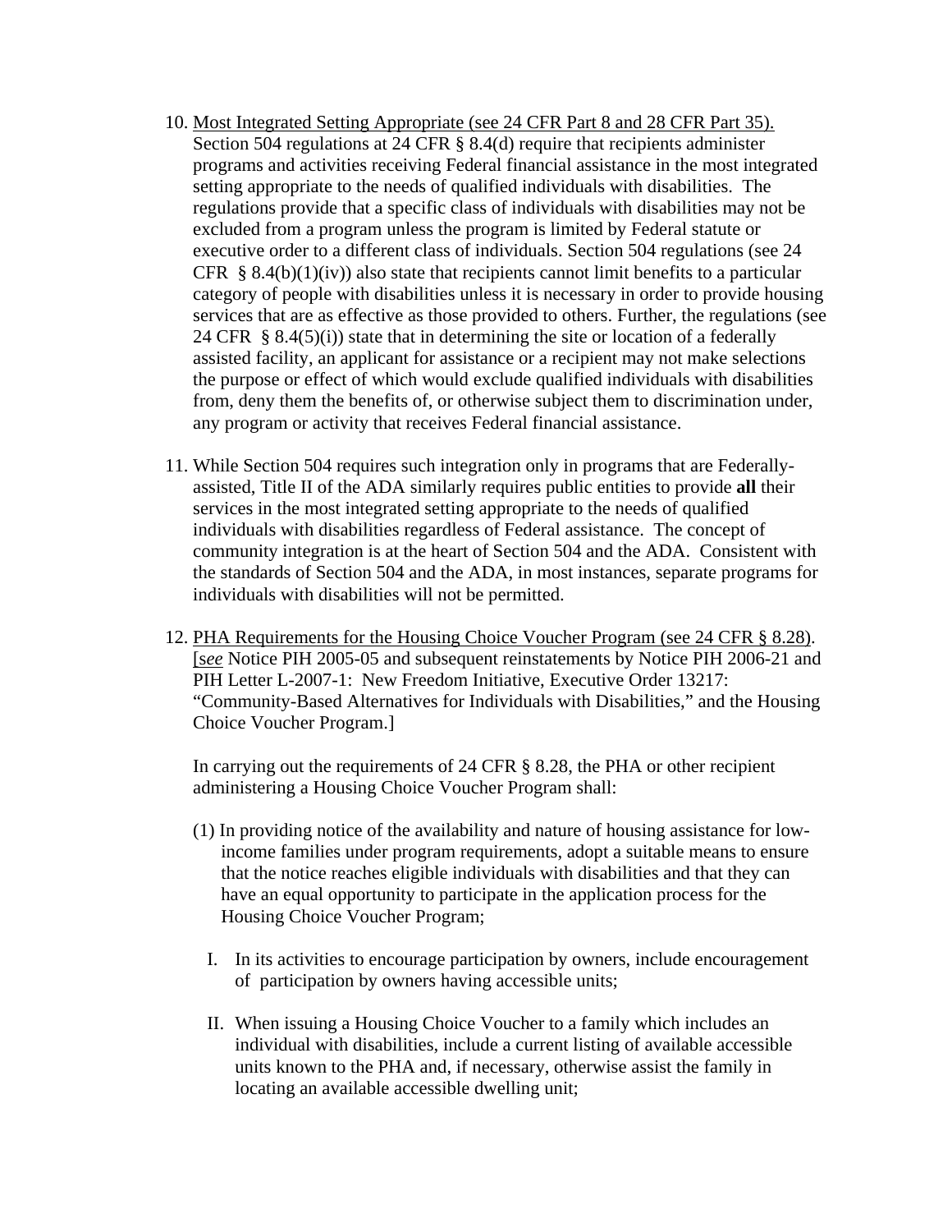10. <u>Most Integrated Setting Appropriate (see 24 CFR Part 8 and 28 CFR Part 35).</u> Section 504 regulations at 24 CFR § 8.4(d) require that recipients administer programs and activities receiving Federal financial assistance in the most integrated setting appropriate to the needs of qualified individuals with disabilities. The regulations provide that a specific class of individuals with disabilities may not be excluded from a program unless the program is limited by Federal statute or executive order to a different class of individuals. Section 504 regulations (see 24 CFR § 8.4(b)(1)(iv)) also state that recipients cannot limit benefits to a particular category of people with disabilities unless it is necessary in order to provide housing services that are as effective as those provided to others. Further, the regulations (see 24 CFR § 8.4(5)(i)) state that in determining the site or location of a federally assisted facility, an applicant for assistance or a recipient may not make selections the purpose or effect of which would exclude qualified individuals with disabilities from, deny them the benefits of, or otherwise subject them to discrimination under, any program or activity that receives Federal financial assistance.

11. While Section 504 requires such integration only in programs that are Federally-assisted, Title II of the ADA similarly requires public entities to provide **all** their services in the most integrated setting appropriate to the needs of qualified individuals with disabilities regardless of Federal assistance. The concept of community integration is at the heart of Section 504 and the ADA. Consistent with the standards of Section 504 and the ADA, in most instances, separate programs for individuals with disabilities will not be permitted.

12. <u>PHA Requirements for the Housing Choice Voucher Program (see 24 CFR § 8.28)</u>. [*see* Notice PIH 2005-05 and subsequent reinstatements by Notice PIH 2006-21 and PIH Letter L-2007-1: New Freedom Initiative, Executive Order 13217: "Community-Based Alternatives for Individuals with Disabilities," and the Housing Choice Voucher Program.]

    In carrying out the requirements of 24 CFR § 8.28, the PHA or other recipient administering a Housing Choice Voucher Program shall:

    (1) In providing notice of the availability and nature of housing assistance for low-income families under program requirements, adopt a suitable means to ensure that the notice reaches eligible individuals with disabilities and that they can have an equal opportunity to participate in the application process for the Housing Choice Voucher Program;

    I. In its activities to encourage participation by owners, include encouragement of participation by owners having accessible units;

    II. When issuing a Housing Choice Voucher to a family which includes an individual with disabilities, include a current listing of available accessible units known to the PHA and, if necessary, otherwise assist the family in locating an available accessible dwelling unit;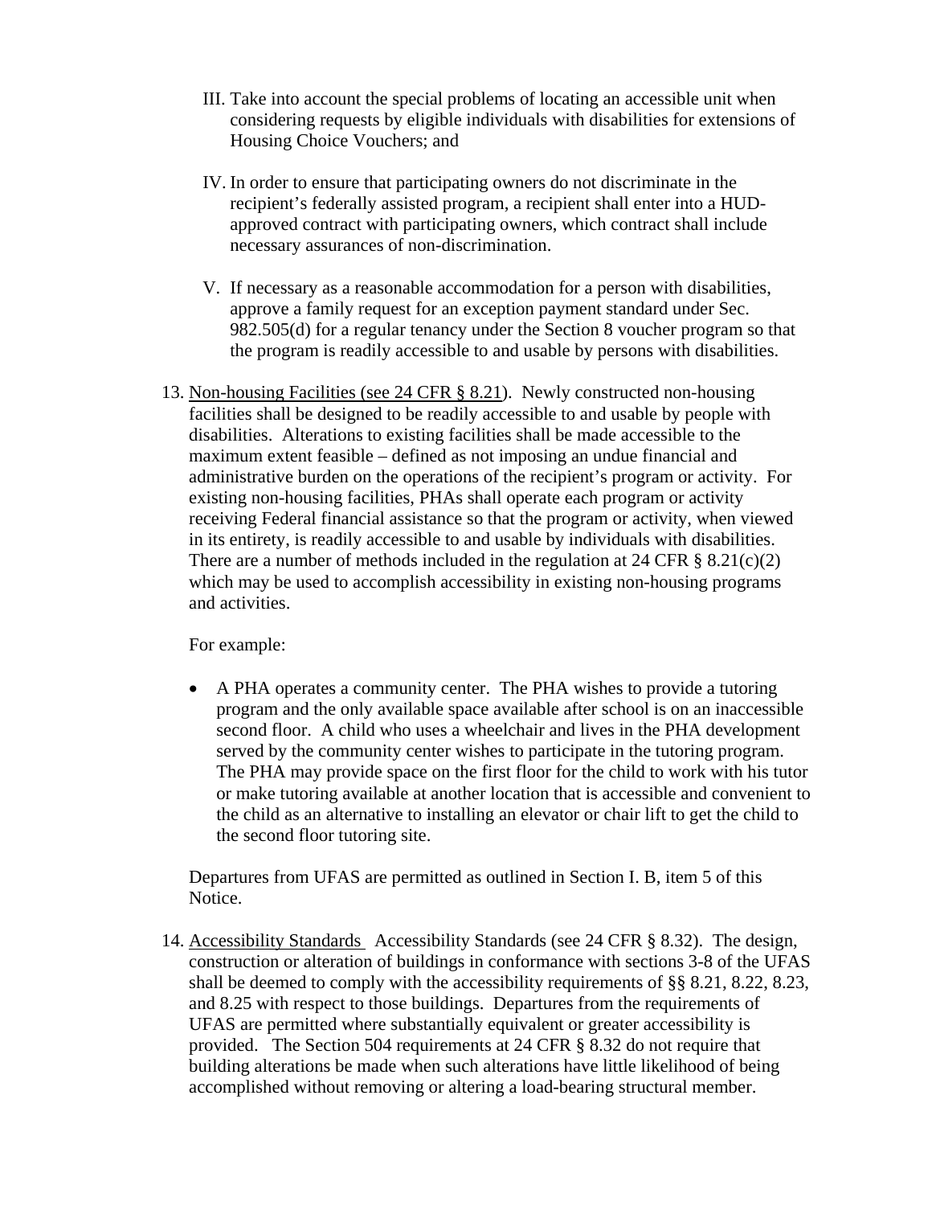III. Take into account the special problems of locating an accessible unit when considering requests by eligible individuals with disabilities for extensions of Housing Choice Vouchers; and

IV. In order to ensure that participating owners do not discriminate in the recipient's federally assisted program, a recipient shall enter into a HUD-approved contract with participating owners, which contract shall include necessary assurances of non-discrimination.

V. If necessary as a reasonable accommodation for a person with disabilities, approve a family request for an exception payment standard under Sec. 982.505(d) for a regular tenancy under the Section 8 voucher program so that the program is readily accessible to and usable by persons with disabilities.

13. <u>Non-housing Facilities (see 24 CFR § 8.21)</u>. Newly constructed non-housing facilities shall be designed to be readily accessible to and usable by people with disabilities. Alterations to existing facilities shall be made accessible to the maximum extent feasible – defined as not imposing an undue financial and administrative burden on the operations of the recipient's program or activity. For existing non-housing facilities, PHAs shall operate each program or activity receiving Federal financial assistance so that the program or activity, when viewed in its entirety, is readily accessible to and usable by individuals with disabilities. There are a number of methods included in the regulation at 24 CFR § 8.21(c)(2) which may be used to accomplish accessibility in existing non-housing programs and activities.

    For example:

    - A PHA operates a community center. The PHA wishes to provide a tutoring program and the only available space available after school is on an inaccessible second floor. A child who uses a wheelchair and lives in the PHA development served by the community center wishes to participate in the tutoring program. The PHA may provide space on the first floor for the child to work with his tutor or make tutoring available at another location that is accessible and convenient to the child as an alternative to installing an elevator or chair lift to get the child to the second floor tutoring site.

    Departures from UFAS are permitted as outlined in Section I. B, item 5 of this Notice.

14. <u>Accessibility Standards</u> Accessibility Standards (see 24 CFR § 8.32). The design, construction or alteration of buildings in conformance with sections 3-8 of the UFAS shall be deemed to comply with the accessibility requirements of §§ 8.21, 8.22, 8.23, and 8.25 with respect to those buildings. Departures from the requirements of UFAS are permitted where substantially equivalent or greater accessibility is provided. The Section 504 requirements at 24 CFR § 8.32 do not require that building alterations be made when such alterations have little likelihood of being accomplished without removing or altering a load-bearing structural member.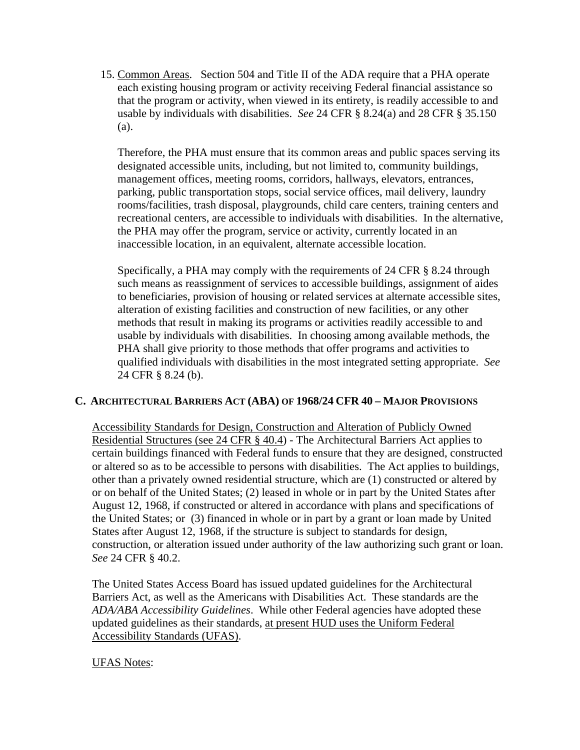15. Common Areas. Section 504 and Title II of the ADA require that a PHA operate each existing housing program or activity receiving Federal financial assistance so that the program or activity, when viewed in its entirety, is readily accessible to and usable by individuals with disabilities. *See* 24 CFR § 8.24(a) and 28 CFR § 35.150 (a).

    Therefore, the PHA must ensure that its common areas and public spaces serving its designated accessible units, including, but not limited to, community buildings, management offices, meeting rooms, corridors, hallways, elevators, entrances, parking, public transportation stops, social service offices, mail delivery, laundry rooms/facilities, trash disposal, playgrounds, child care centers, training centers and recreational centers, are accessible to individuals with disabilities. In the alternative, the PHA may offer the program, service or activity, currently located in an inaccessible location, in an equivalent, alternate accessible location.

    Specifically, a PHA may comply with the requirements of 24 CFR § 8.24 through such means as reassignment of services to accessible buildings, assignment of aides to beneficiaries, provision of housing or related services at alternate accessible sites, alteration of existing facilities and construction of new facilities, or any other methods that result in making its programs or activities readily accessible to and usable by individuals with disabilities. In choosing among available methods, the PHA shall give priority to those methods that offer programs and activities to qualified individuals with disabilities in the most integrated setting appropriate. *See* 24 CFR § 8.24 (b).

## C. Architectural Barriers Act (ABA) of 1968/24 CFR 40 – Major Provisions

Accessibility Standards for Design, Construction and Alteration of Publicly Owned Residential Structures (see 24 CFR § 40.4) - The Architectural Barriers Act applies to certain buildings financed with Federal funds to ensure that they are designed, constructed or altered so as to be accessible to persons with disabilities. The Act applies to buildings, other than a privately owned residential structure, which are (1) constructed or altered by or on behalf of the United States; (2) leased in whole or in part by the United States after August 12, 1968, if constructed or altered in accordance with plans and specifications of the United States; or (3) financed in whole or in part by a grant or loan made by United States after August 12, 1968, if the structure is subject to standards for design, construction, or alteration issued under authority of the law authorizing such grant or loan. *See* 24 CFR § 40.2.

The United States Access Board has issued updated guidelines for the Architectural Barriers Act, as well as the Americans with Disabilities Act. These standards are the *ADA/ABA Accessibility Guidelines*. While other Federal agencies have adopted these updated guidelines as their standards, at present HUD uses the Uniform Federal Accessibility Standards (UFAS).

UFAS Notes: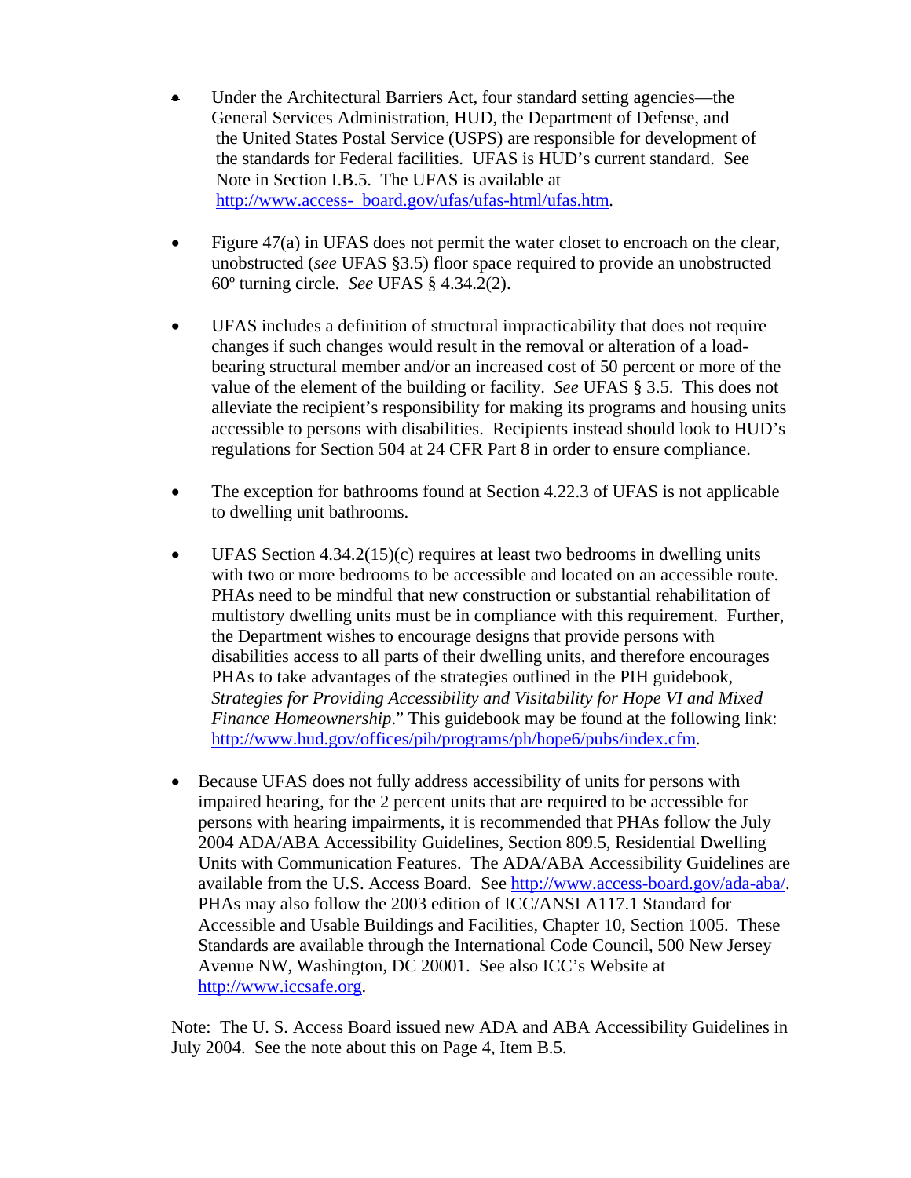- Under the Architectural Barriers Act, four standard setting agencies—the General Services Administration, HUD, the Department of Defense, and the United States Postal Service (USPS) are responsible for development of the standards for Federal facilities. UFAS is HUD's current standard. See Note in Section I.B.5. The UFAS is available at http://www.access- board.gov/ufas/ufas-html/ufas.htm.

- Figure 47(a) in UFAS does not permit the water closet to encroach on the clear, unobstructed (*see* UFAS §3.5) floor space required to provide an unobstructed 60º turning circle. *See* UFAS § 4.34.2(2).

- UFAS includes a definition of structural impracticability that does not require changes if such changes would result in the removal or alteration of a load-bearing structural member and/or an increased cost of 50 percent or more of the value of the element of the building or facility. *See* UFAS § 3.5. This does not alleviate the recipient's responsibility for making its programs and housing units accessible to persons with disabilities. Recipients instead should look to HUD's regulations for Section 504 at 24 CFR Part 8 in order to ensure compliance.

- The exception for bathrooms found at Section 4.22.3 of UFAS is not applicable to dwelling unit bathrooms.

- UFAS Section 4.34.2(15)(c) requires at least two bedrooms in dwelling units with two or more bedrooms to be accessible and located on an accessible route. PHAs need to be mindful that new construction or substantial rehabilitation of multistory dwelling units must be in compliance with this requirement. Further, the Department wishes to encourage designs that provide persons with disabilities access to all parts of their dwelling units, and therefore encourages PHAs to take advantages of the strategies outlined in the PIH guidebook, *Strategies for Providing Accessibility and Visitability for Hope VI and Mixed Finance Homeownership*." This guidebook may be found at the following link: http://www.hud.gov/offices/pih/programs/ph/hope6/pubs/index.cfm.

- Because UFAS does not fully address accessibility of units for persons with impaired hearing, for the 2 percent units that are required to be accessible for persons with hearing impairments, it is recommended that PHAs follow the July 2004 ADA/ABA Accessibility Guidelines, Section 809.5, Residential Dwelling Units with Communication Features. The ADA/ABA Accessibility Guidelines are available from the U.S. Access Board. See http://www.access-board.gov/ada-aba/. PHAs may also follow the 2003 edition of ICC/ANSI A117.1 Standard for Accessible and Usable Buildings and Facilities, Chapter 10, Section 1005. These Standards are available through the International Code Council, 500 New Jersey Avenue NW, Washington, DC 20001. See also ICC's Website at http://www.iccsafe.org.

Note: The U. S. Access Board issued new ADA and ABA Accessibility Guidelines in July 2004. See the note about this on Page 4, Item B.5.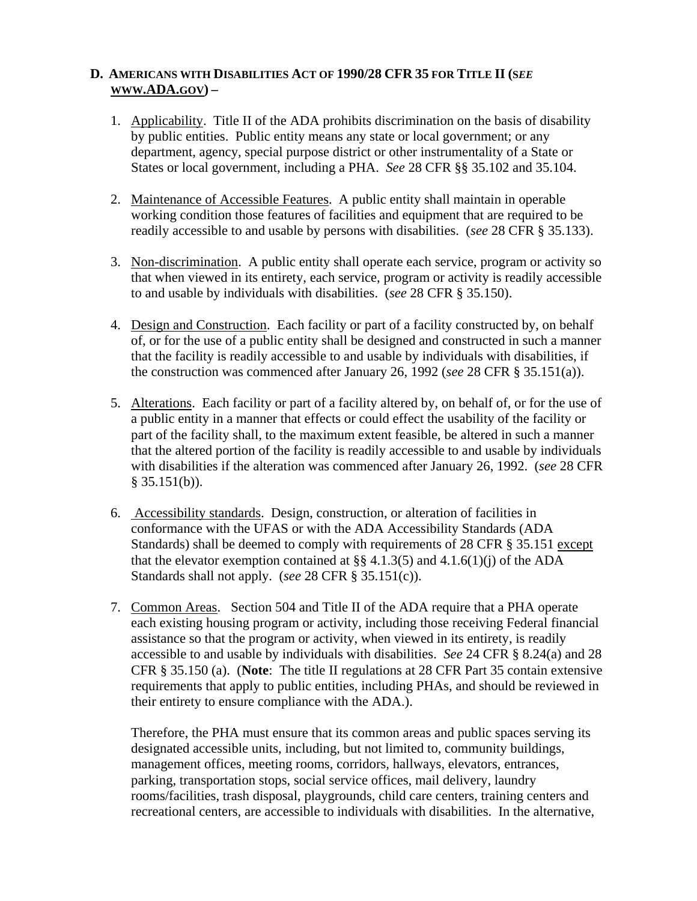## D. AMERICANS WITH DISABILITIES ACT OF 1990/28 CFR 35 FOR TITLE II (*SEE* WWW.ADA.GOV) –

1. Applicability. Title II of the ADA prohibits discrimination on the basis of disability by public entities. Public entity means any state or local government; or any department, agency, special purpose district or other instrumentality of a State or States or local government, including a PHA. *See* 28 CFR §§ 35.102 and 35.104.

2. Maintenance of Accessible Features. A public entity shall maintain in operable working condition those features of facilities and equipment that are required to be readily accessible to and usable by persons with disabilities. (*see* 28 CFR § 35.133).

3. Non-discrimination. A public entity shall operate each service, program or activity so that when viewed in its entirety, each service, program or activity is readily accessible to and usable by individuals with disabilities. (*see* 28 CFR § 35.150).

4. Design and Construction. Each facility or part of a facility constructed by, on behalf of, or for the use of a public entity shall be designed and constructed in such a manner that the facility is readily accessible to and usable by individuals with disabilities, if the construction was commenced after January 26, 1992 (*see* 28 CFR § 35.151(a)).

5. Alterations. Each facility or part of a facility altered by, on behalf of, or for the use of a public entity in a manner that effects or could effect the usability of the facility or part of the facility shall, to the maximum extent feasible, be altered in such a manner that the altered portion of the facility is readily accessible to and usable by individuals with disabilities if the alteration was commenced after January 26, 1992. (*see* 28 CFR § 35.151(b)).

6. Accessibility standards. Design, construction, or alteration of facilities in conformance with the UFAS or with the ADA Accessibility Standards (ADA Standards) shall be deemed to comply with requirements of 28 CFR § 35.151 except that the elevator exemption contained at §§ 4.1.3(5) and 4.1.6(1)(j) of the ADA Standards shall not apply. (*see* 28 CFR § 35.151(c)).

7. Common Areas. Section 504 and Title II of the ADA require that a PHA operate each existing housing program or activity, including those receiving Federal financial assistance so that the program or activity, when viewed in its entirety, is readily accessible to and usable by individuals with disabilities. *See* 24 CFR § 8.24(a) and 28 CFR § 35.150 (a). (**Note**: The title II regulations at 28 CFR Part 35 contain extensive requirements that apply to public entities, including PHAs, and should be reviewed in their entirety to ensure compliance with the ADA.).

   Therefore, the PHA must ensure that its common areas and public spaces serving its designated accessible units, including, but not limited to, community buildings, management offices, meeting rooms, corridors, hallways, elevators, entrances, parking, transportation stops, social service offices, mail delivery, laundry rooms/facilities, trash disposal, playgrounds, child care centers, training centers and recreational centers, are accessible to individuals with disabilities. In the alternative,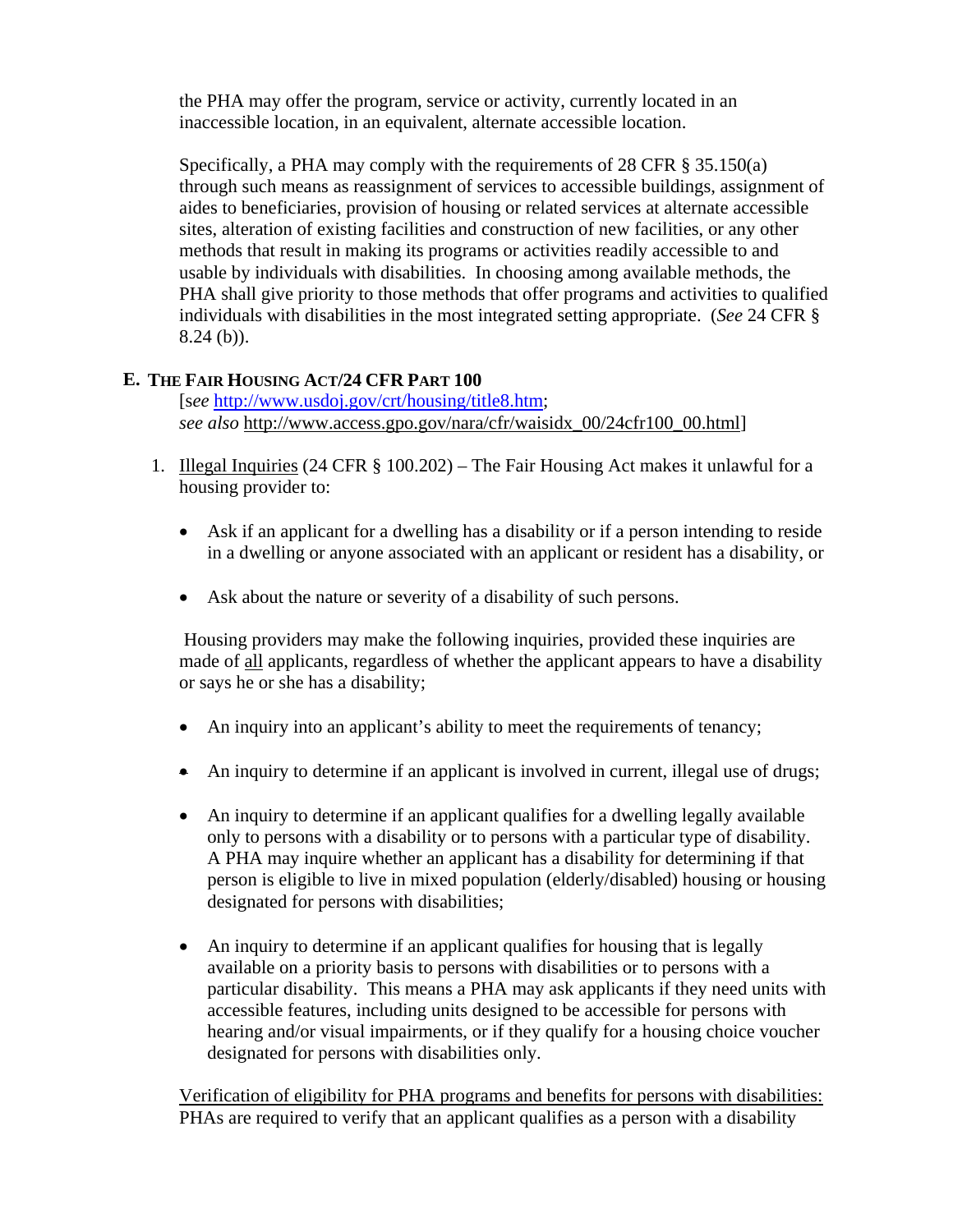the PHA may offer the program, service or activity, currently located in an inaccessible location, in an equivalent, alternate accessible location.

Specifically, a PHA may comply with the requirements of 28 CFR § 35.150(a) through such means as reassignment of services to accessible buildings, assignment of aides to beneficiaries, provision of housing or related services at alternate accessible sites, alteration of existing facilities and construction of new facilities, or any other methods that result in making its programs or activities readily accessible to and usable by individuals with disabilities. In choosing among available methods, the PHA shall give priority to those methods that offer programs and activities to qualified individuals with disabilities in the most integrated setting appropriate. (*See* 24 CFR § 8.24 (b)).

## E. The Fair Housing Act/24 CFR Part 100

[*see* http://www.usdoj.gov/crt/housing/title8.htm; *see also* http://www.access.gpo.gov/nara/cfr/waisidx_00/24cfr100_00.html]

1. Illegal Inquiries (24 CFR § 100.202) – The Fair Housing Act makes it unlawful for a housing provider to:

   - Ask if an applicant for a dwelling has a disability or if a person intending to reside in a dwelling or anyone associated with an applicant or resident has a disability, or
   - Ask about the nature or severity of a disability of such persons.

   Housing providers may make the following inquiries, provided these inquiries are made of all applicants, regardless of whether the applicant appears to have a disability or says he or she has a disability;

   - An inquiry into an applicant's ability to meet the requirements of tenancy;
   - An inquiry to determine if an applicant is involved in current, illegal use of drugs;
   - An inquiry to determine if an applicant qualifies for a dwelling legally available only to persons with a disability or to persons with a particular type of disability. A PHA may inquire whether an applicant has a disability for determining if that person is eligible to live in mixed population (elderly/disabled) housing or housing designated for persons with disabilities;
   - An inquiry to determine if an applicant qualifies for housing that is legally available on a priority basis to persons with disabilities or to persons with a particular disability. This means a PHA may ask applicants if they need units with accessible features, including units designed to be accessible for persons with hearing and/or visual impairments, or if they qualify for a housing choice voucher designated for persons with disabilities only.

   Verification of eligibility for PHA programs and benefits for persons with disabilities: PHAs are required to verify that an applicant qualifies as a person with a disability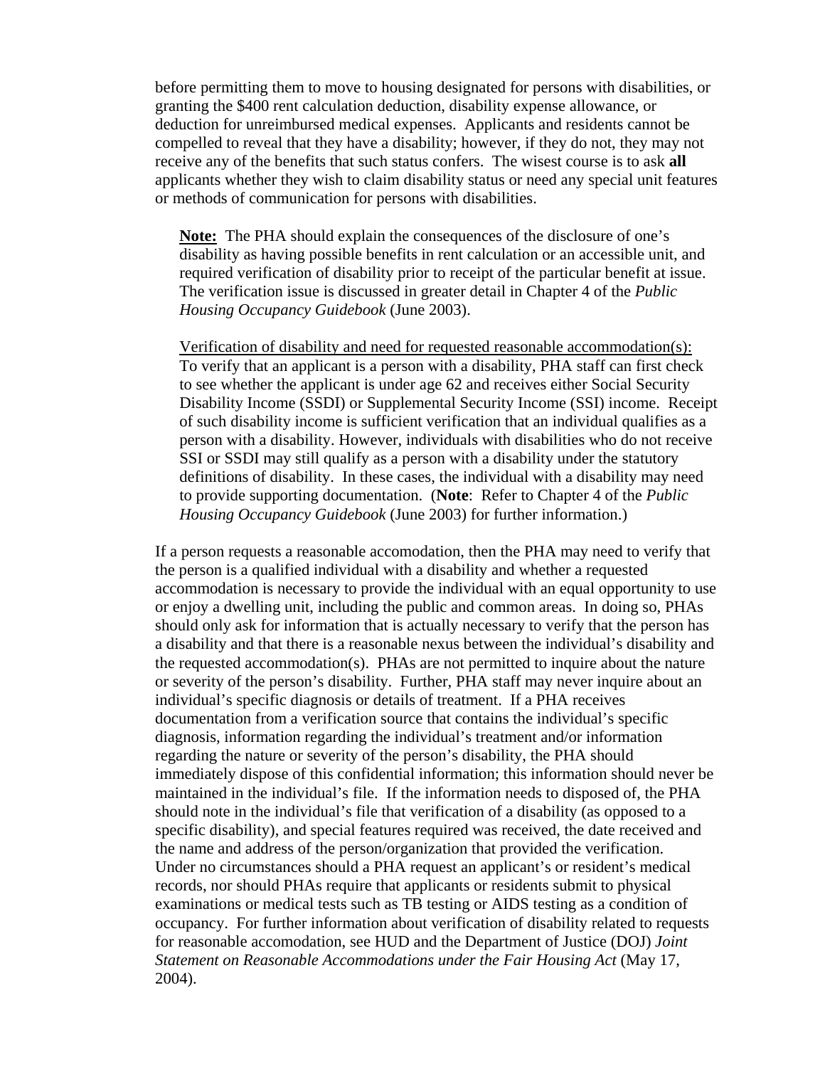before permitting them to move to housing designated for persons with disabilities, or granting the $400 rent calculation deduction, disability expense allowance, or deduction for unreimbursed medical expenses. Applicants and residents cannot be compelled to reveal that they have a disability; however, if they do not, they may not receive any of the benefits that such status confers. The wisest course is to ask **all** applicants whether they wish to claim disability status or need any special unit features or methods of communication for persons with disabilities.

> **Note:** The PHA should explain the consequences of the disclosure of one's disability as having possible benefits in rent calculation or an accessible unit, and required verification of disability prior to receipt of the particular benefit at issue. The verification issue is discussed in greater detail in Chapter 4 of the *Public Housing Occupancy Guidebook* (June 2003).
>
> <u>Verification of disability and need for requested reasonable accommodation(s):</u> To verify that an applicant is a person with a disability, PHA staff can first check to see whether the applicant is under age 62 and receives either Social Security Disability Income (SSDI) or Supplemental Security Income (SSI) income. Receipt of such disability income is sufficient verification that an individual qualifies as a person with a disability. However, individuals with disabilities who do not receive SSI or SSDI may still qualify as a person with a disability under the statutory definitions of disability. In these cases, the individual with a disability may need to provide supporting documentation. (**Note**: Refer to Chapter 4 of the *Public Housing Occupancy Guidebook* (June 2003) for further information.)

If a person requests a reasonable accomodation, then the PHA may need to verify that the person is a qualified individual with a disability and whether a requested accommodation is necessary to provide the individual with an equal opportunity to use or enjoy a dwelling unit, including the public and common areas. In doing so, PHAs should only ask for information that is actually necessary to verify that the person has a disability and that there is a reasonable nexus between the individual's disability and the requested accommodation(s). PHAs are not permitted to inquire about the nature or severity of the person's disability. Further, PHA staff may never inquire about an individual's specific diagnosis or details of treatment. If a PHA receives documentation from a verification source that contains the individual's specific diagnosis, information regarding the individual's treatment and/or information regarding the nature or severity of the person's disability, the PHA should immediately dispose of this confidential information; this information should never be maintained in the individual's file. If the information needs to disposed of, the PHA should note in the individual's file that verification of a disability (as opposed to a specific disability), and special features required was received, the date received and the name and address of the person/organization that provided the verification. Under no circumstances should a PHA request an applicant's or resident's medical records, nor should PHAs require that applicants or residents submit to physical examinations or medical tests such as TB testing or AIDS testing as a condition of occupancy. For further information about verification of disability related to requests for reasonable accomodation, see HUD and the Department of Justice (DOJ) *Joint Statement on Reasonable Accommodations under the Fair Housing Act* (May 17, 2004).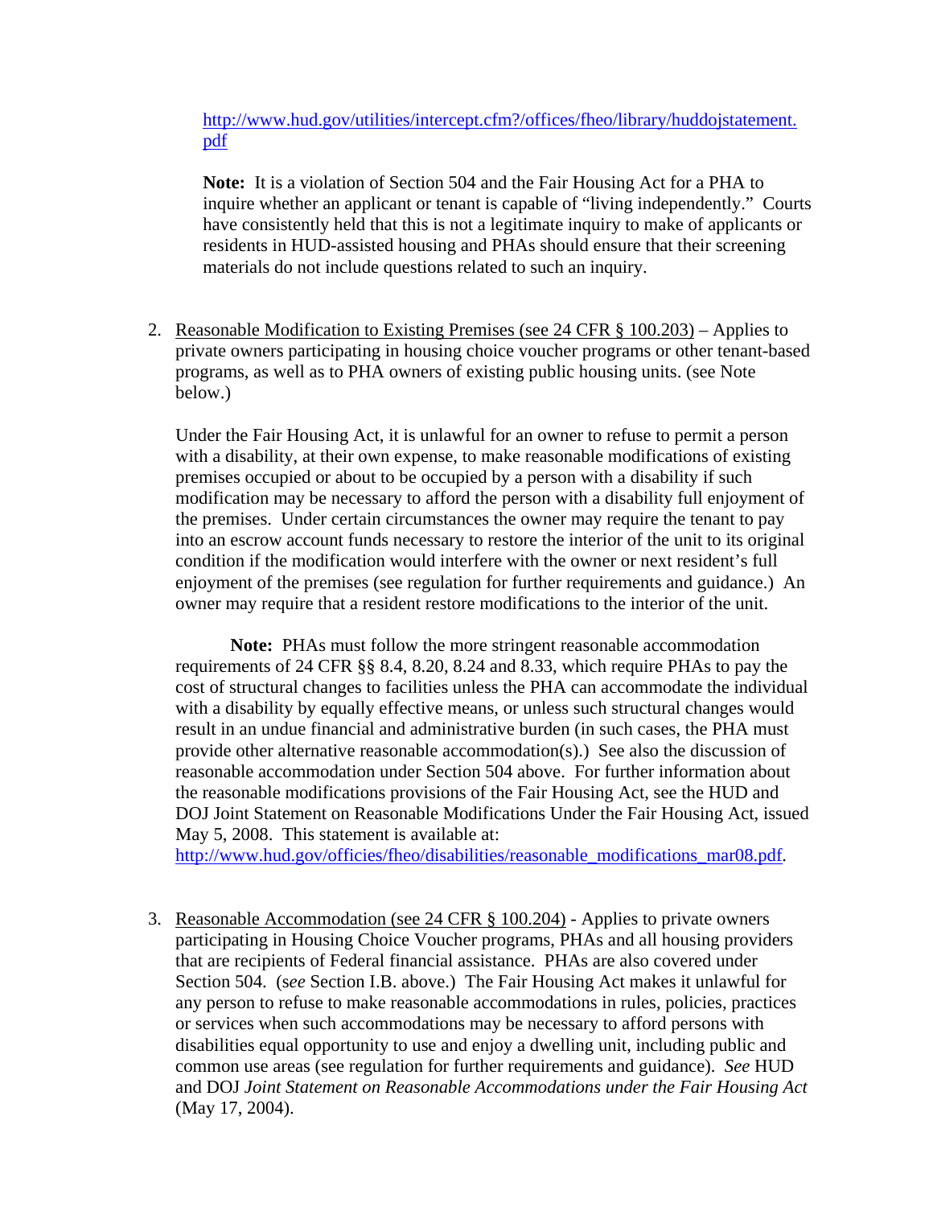http://www.hud.gov/utilities/intercept.cfm?/offices/fheo/library/huddojstatement.pdf

**Note:** It is a violation of Section 504 and the Fair Housing Act for a PHA to inquire whether an applicant or tenant is capable of "living independently." Courts have consistently held that this is not a legitimate inquiry to make of applicants or residents in HUD-assisted housing and PHAs should ensure that their screening materials do not include questions related to such an inquiry.

2. Reasonable Modification to Existing Premises (see 24 CFR § 100.203) – Applies to private owners participating in housing choice voucher programs or other tenant-based programs, as well as to PHA owners of existing public housing units. (see Note below.)

   Under the Fair Housing Act, it is unlawful for an owner to refuse to permit a person with a disability, at their own expense, to make reasonable modifications of existing premises occupied or about to be occupied by a person with a disability if such modification may be necessary to afford the person with a disability full enjoyment of the premises. Under certain circumstances the owner may require the tenant to pay into an escrow account funds necessary to restore the interior of the unit to its original condition if the modification would interfere with the owner or next resident's full enjoyment of the premises (see regulation for further requirements and guidance.) An owner may require that a resident restore modifications to the interior of the unit.

   **Note:** PHAs must follow the more stringent reasonable accommodation requirements of 24 CFR §§ 8.4, 8.20, 8.24 and 8.33, which require PHAs to pay the cost of structural changes to facilities unless the PHA can accommodate the individual with a disability by equally effective means, or unless such structural changes would result in an undue financial and administrative burden (in such cases, the PHA must provide other alternative reasonable accommodation(s).) See also the discussion of reasonable accommodation under Section 504 above. For further information about the reasonable modifications provisions of the Fair Housing Act, see the HUD and DOJ Joint Statement on Reasonable Modifications Under the Fair Housing Act, issued May 5, 2008. This statement is available at: http://www.hud.gov/officies/fheo/disabilities/reasonable_modifications_mar08.pdf.

3. Reasonable Accommodation (see 24 CFR § 100.204) - Applies to private owners participating in Housing Choice Voucher programs, PHAs and all housing providers that are recipients of Federal financial assistance. PHAs are also covered under Section 504. (s*ee* Section I.B. above.) The Fair Housing Act makes it unlawful for any person to refuse to make reasonable accommodations in rules, policies, practices or services when such accommodations may be necessary to afford persons with disabilities equal opportunity to use and enjoy a dwelling unit, including public and common use areas (see regulation for further requirements and guidance). *See* HUD and DOJ *Joint Statement on Reasonable Accommodations under the Fair Housing Act* (May 17, 2004).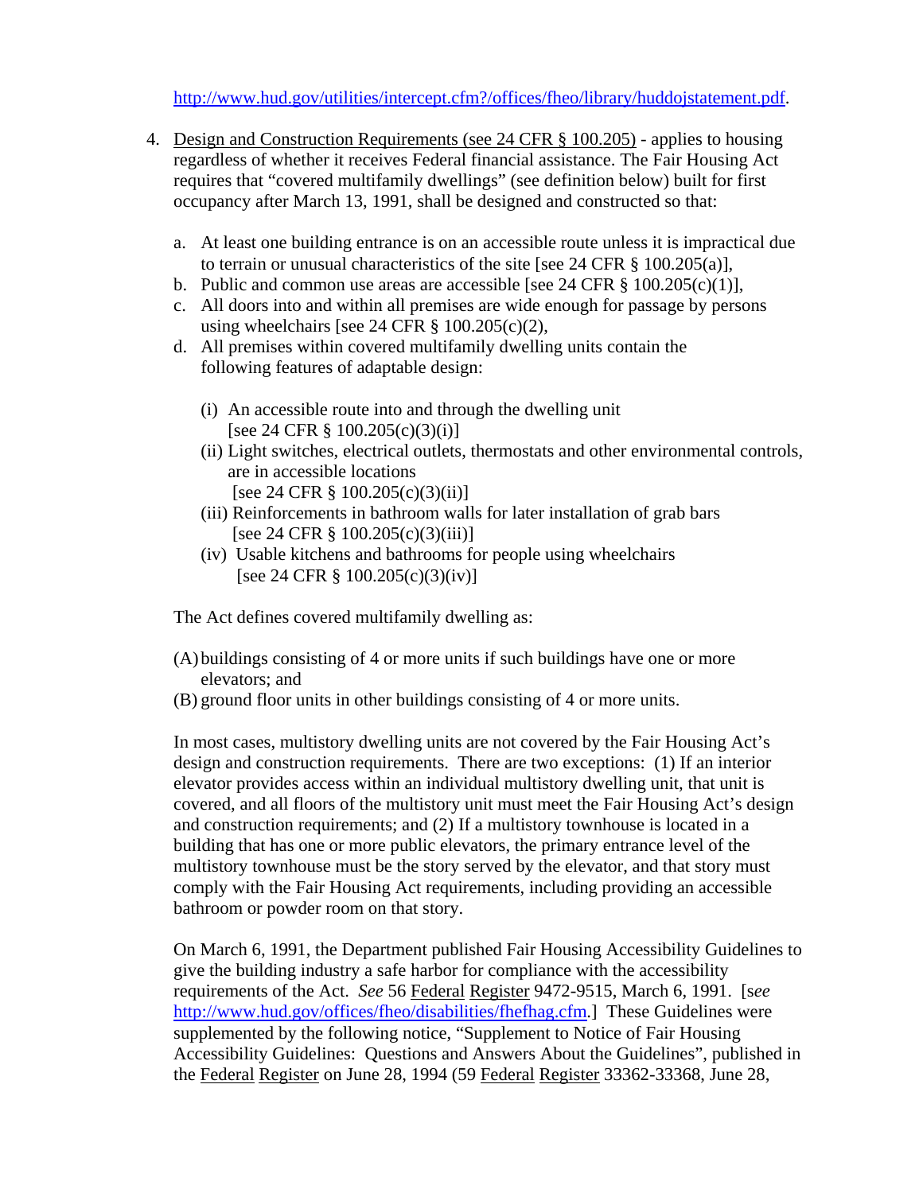http://www.hud.gov/utilities/intercept.cfm?/offices/fheo/library/huddojstatement.pdf.

4. Design and Construction Requirements (see 24 CFR § 100.205) - applies to housing regardless of whether it receives Federal financial assistance. The Fair Housing Act requires that "covered multifamily dwellings" (see definition below) built for first occupancy after March 13, 1991, shall be designed and constructed so that:

   a. At least one building entrance is on an accessible route unless it is impractical due to terrain or unusual characteristics of the site [see 24 CFR § 100.205(a)],
   b. Public and common use areas are accessible [see 24 CFR § 100.205(c)(1)],
   c. All doors into and within all premises are wide enough for passage by persons using wheelchairs [see 24 CFR § 100.205(c)(2),
   d. All premises within covered multifamily dwelling units contain the following features of adaptable design:

      (i) An accessible route into and through the dwelling unit [see 24 CFR § 100.205(c)(3)(i)]
      (ii) Light switches, electrical outlets, thermostats and other environmental controls, are in accessible locations [see 24 CFR § 100.205(c)(3)(ii)]
      (iii) Reinforcements in bathroom walls for later installation of grab bars [see 24 CFR § 100.205(c)(3)(iii)]
      (iv) Usable kitchens and bathrooms for people using wheelchairs [see 24 CFR § 100.205(c)(3)(iv)]

   The Act defines covered multifamily dwelling as:

   (A) buildings consisting of 4 or more units if such buildings have one or more elevators; and
   (B) ground floor units in other buildings consisting of 4 or more units.

   In most cases, multistory dwelling units are not covered by the Fair Housing Act's design and construction requirements. There are two exceptions: (1) If an interior elevator provides access within an individual multistory dwelling unit, that unit is covered, and all floors of the multistory unit must meet the Fair Housing Act's design and construction requirements; and (2) If a multistory townhouse is located in a building that has one or more public elevators, the primary entrance level of the multistory townhouse must be the story served by the elevator, and that story must comply with the Fair Housing Act requirements, including providing an accessible bathroom or powder room on that story.

   On March 6, 1991, the Department published Fair Housing Accessibility Guidelines to give the building industry a safe harbor for compliance with the accessibility requirements of the Act. *See* 56 Federal Register 9472-9515, March 6, 1991. [s*ee* http://www.hud.gov/offices/fheo/disabilities/fhefhag.cfm.] These Guidelines were supplemented by the following notice, "Supplement to Notice of Fair Housing Accessibility Guidelines: Questions and Answers About the Guidelines", published in the Federal Register on June 28, 1994 (59 Federal Register 33362-33368, June 28,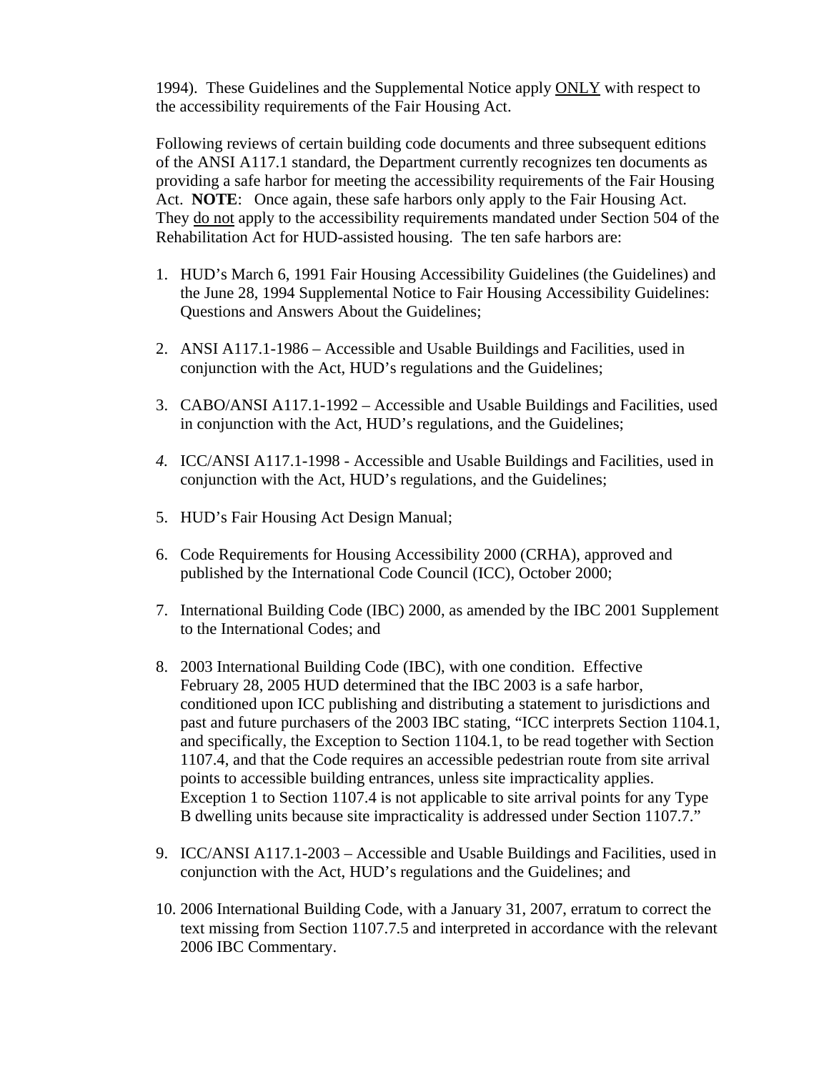1994). These Guidelines and the Supplemental Notice apply <u>ONLY</u> with respect to the accessibility requirements of the Fair Housing Act.

Following reviews of certain building code documents and three subsequent editions of the ANSI A117.1 standard, the Department currently recognizes ten documents as providing a safe harbor for meeting the accessibility requirements of the Fair Housing Act. **NOTE**: Once again, these safe harbors only apply to the Fair Housing Act. They <u>do not</u> apply to the accessibility requirements mandated under Section 504 of the Rehabilitation Act for HUD-assisted housing. The ten safe harbors are:

1. HUD's March 6, 1991 Fair Housing Accessibility Guidelines (the Guidelines) and the June 28, 1994 Supplemental Notice to Fair Housing Accessibility Guidelines: Questions and Answers About the Guidelines;

2. ANSI A117.1-1986 – Accessible and Usable Buildings and Facilities, used in conjunction with the Act, HUD's regulations and the Guidelines;

3. CABO/ANSI A117.1-1992 – Accessible and Usable Buildings and Facilities, used in conjunction with the Act, HUD's regulations, and the Guidelines;

4. ICC/ANSI A117.1-1998 - Accessible and Usable Buildings and Facilities, used in conjunction with the Act, HUD's regulations, and the Guidelines;

5. HUD's Fair Housing Act Design Manual;

6. Code Requirements for Housing Accessibility 2000 (CRHA), approved and published by the International Code Council (ICC), October 2000;

7. International Building Code (IBC) 2000, as amended by the IBC 2001 Supplement to the International Codes; and

8. 2003 International Building Code (IBC), with one condition. Effective February 28, 2005 HUD determined that the IBC 2003 is a safe harbor, conditioned upon ICC publishing and distributing a statement to jurisdictions and past and future purchasers of the 2003 IBC stating, "ICC interprets Section 1104.1, and specifically, the Exception to Section 1104.1, to be read together with Section 1107.4, and that the Code requires an accessible pedestrian route from site arrival points to accessible building entrances, unless site impracticality applies. Exception 1 to Section 1107.4 is not applicable to site arrival points for any Type B dwelling units because site impracticality is addressed under Section 1107.7."

9. ICC/ANSI A117.1-2003 – Accessible and Usable Buildings and Facilities, used in conjunction with the Act, HUD's regulations and the Guidelines; and

10. 2006 International Building Code, with a January 31, 2007, erratum to correct the text missing from Section 1107.7.5 and interpreted in accordance with the relevant 2006 IBC Commentary.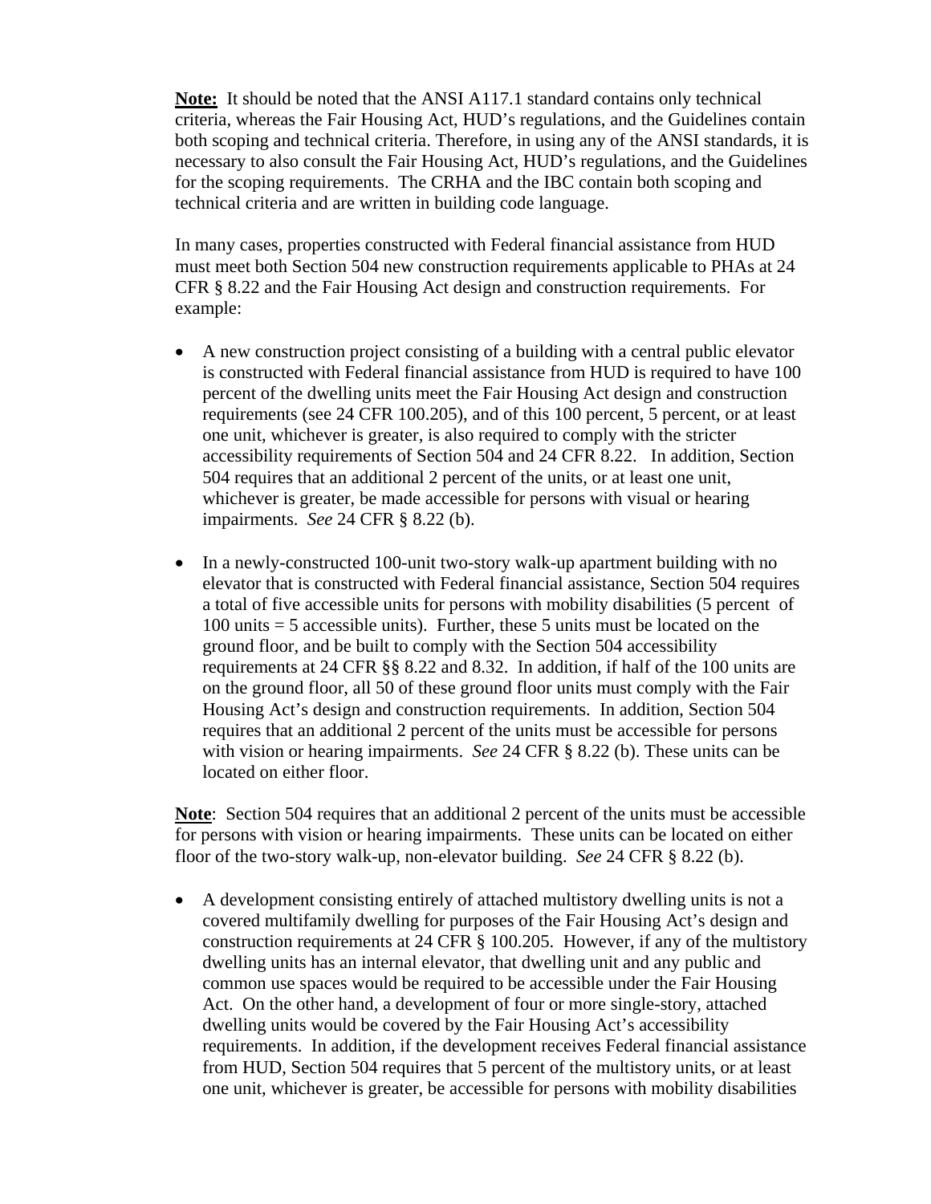**Note:** It should be noted that the ANSI A117.1 standard contains only technical criteria, whereas the Fair Housing Act, HUD's regulations, and the Guidelines contain both scoping and technical criteria. Therefore, in using any of the ANSI standards, it is necessary to also consult the Fair Housing Act, HUD's regulations, and the Guidelines for the scoping requirements. The CRHA and the IBC contain both scoping and technical criteria and are written in building code language.

In many cases, properties constructed with Federal financial assistance from HUD must meet both Section 504 new construction requirements applicable to PHAs at 24 CFR § 8.22 and the Fair Housing Act design and construction requirements. For example:

- A new construction project consisting of a building with a central public elevator is constructed with Federal financial assistance from HUD is required to have 100 percent of the dwelling units meet the Fair Housing Act design and construction requirements (see 24 CFR 100.205), and of this 100 percent, 5 percent, or at least one unit, whichever is greater, is also required to comply with the stricter accessibility requirements of Section 504 and 24 CFR 8.22. In addition, Section 504 requires that an additional 2 percent of the units, or at least one unit, whichever is greater, be made accessible for persons with visual or hearing impairments. *See* 24 CFR § 8.22 (b).

- In a newly-constructed 100-unit two-story walk-up apartment building with no elevator that is constructed with Federal financial assistance, Section 504 requires a total of five accessible units for persons with mobility disabilities (5 percent of 100 units = 5 accessible units). Further, these 5 units must be located on the ground floor, and be built to comply with the Section 504 accessibility requirements at 24 CFR §§ 8.22 and 8.32. In addition, if half of the 100 units are on the ground floor, all 50 of these ground floor units must comply with the Fair Housing Act's design and construction requirements. In addition, Section 504 requires that an additional 2 percent of the units must be accessible for persons with vision or hearing impairments. *See* 24 CFR § 8.22 (b). These units can be located on either floor.

**Note**: Section 504 requires that an additional 2 percent of the units must be accessible for persons with vision or hearing impairments. These units can be located on either floor of the two-story walk-up, non-elevator building. *See* 24 CFR § 8.22 (b).

- A development consisting entirely of attached multistory dwelling units is not a covered multifamily dwelling for purposes of the Fair Housing Act's design and construction requirements at 24 CFR § 100.205. However, if any of the multistory dwelling units has an internal elevator, that dwelling unit and any public and common use spaces would be required to be accessible under the Fair Housing Act. On the other hand, a development of four or more single-story, attached dwelling units would be covered by the Fair Housing Act's accessibility requirements. In addition, if the development receives Federal financial assistance from HUD, Section 504 requires that 5 percent of the multistory units, or at least one unit, whichever is greater, be accessible for persons with mobility disabilities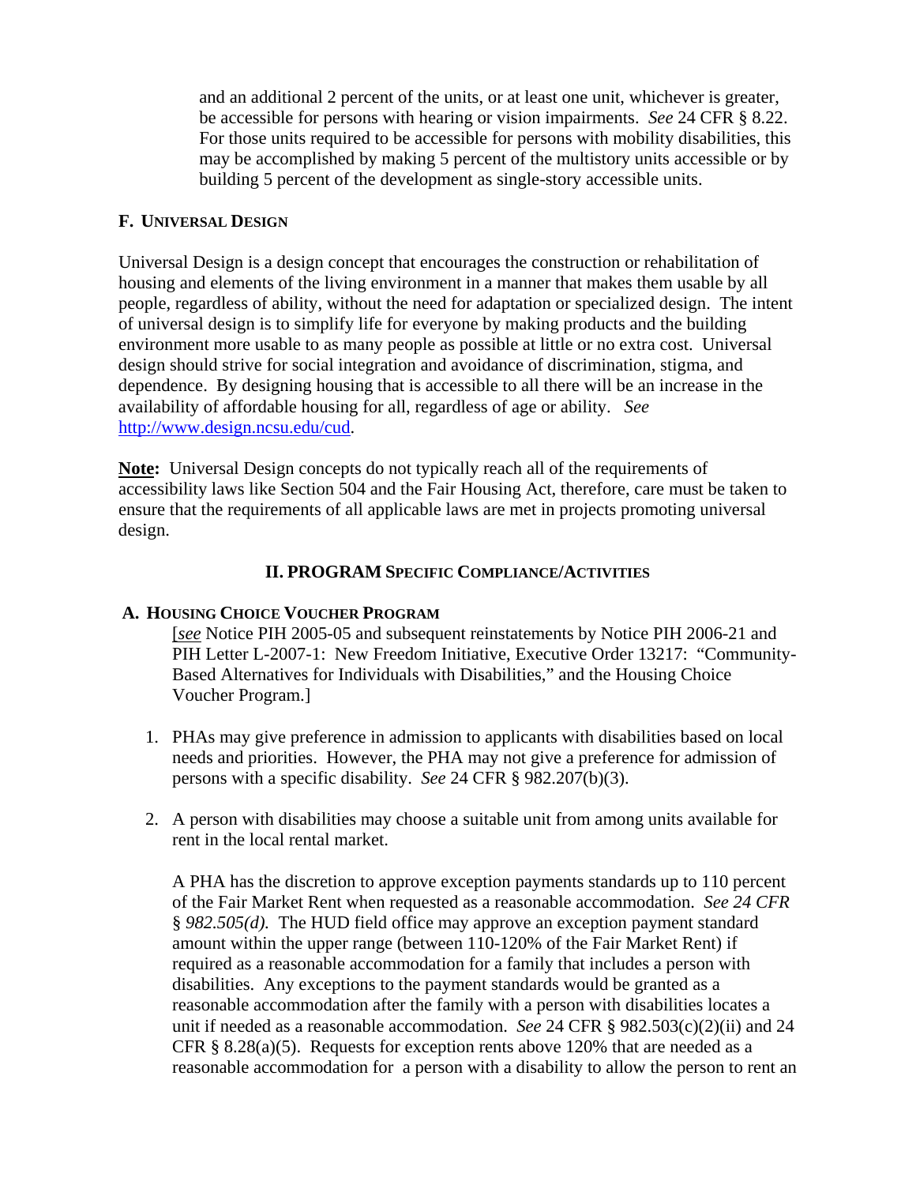and an additional 2 percent of the units, or at least one unit, whichever is greater, be accessible for persons with hearing or vision impairments. *See* 24 CFR § 8.22. For those units required to be accessible for persons with mobility disabilities, this may be accomplished by making 5 percent of the multistory units accessible or by building 5 percent of the development as single-story accessible units.

### F. Universal Design

Universal Design is a design concept that encourages the construction or rehabilitation of housing and elements of the living environment in a manner that makes them usable by all people, regardless of ability, without the need for adaptation or specialized design. The intent of universal design is to simplify life for everyone by making products and the building environment more usable to as many people as possible at little or no extra cost. Universal design should strive for social integration and avoidance of discrimination, stigma, and dependence. By designing housing that is accessible to all there will be an increase in the availability of affordable housing for all, regardless of age or ability. *See* http://www.design.ncsu.edu/cud.

**Note:** Universal Design concepts do not typically reach all of the requirements of accessibility laws like Section 504 and the Fair Housing Act, therefore, care must be taken to ensure that the requirements of all applicable laws are met in projects promoting universal design.

## II. PROGRAM Specific Compliance/Activities

### A. Housing Choice Voucher Program

[*see* Notice PIH 2005-05 and subsequent reinstatements by Notice PIH 2006-21 and PIH Letter L-2007-1: New Freedom Initiative, Executive Order 13217: "Community-Based Alternatives for Individuals with Disabilities," and the Housing Choice Voucher Program.]

1. PHAs may give preference in admission to applicants with disabilities based on local needs and priorities. However, the PHA may not give a preference for admission of persons with a specific disability. *See* 24 CFR § 982.207(b)(3).

2. A person with disabilities may choose a suitable unit from among units available for rent in the local rental market.

   A PHA has the discretion to approve exception payments standards up to 110 percent of the Fair Market Rent when requested as a reasonable accommodation. *See 24 CFR § 982.505(d).* The HUD field office may approve an exception payment standard amount within the upper range (between 110-120% of the Fair Market Rent) if required as a reasonable accommodation for a family that includes a person with disabilities. Any exceptions to the payment standards would be granted as a reasonable accommodation after the family with a person with disabilities locates a unit if needed as a reasonable accommodation. *See* 24 CFR § 982.503(c)(2)(ii) and 24 CFR § 8.28(a)(5). Requests for exception rents above 120% that are needed as a reasonable accommodation for a person with a disability to allow the person to rent an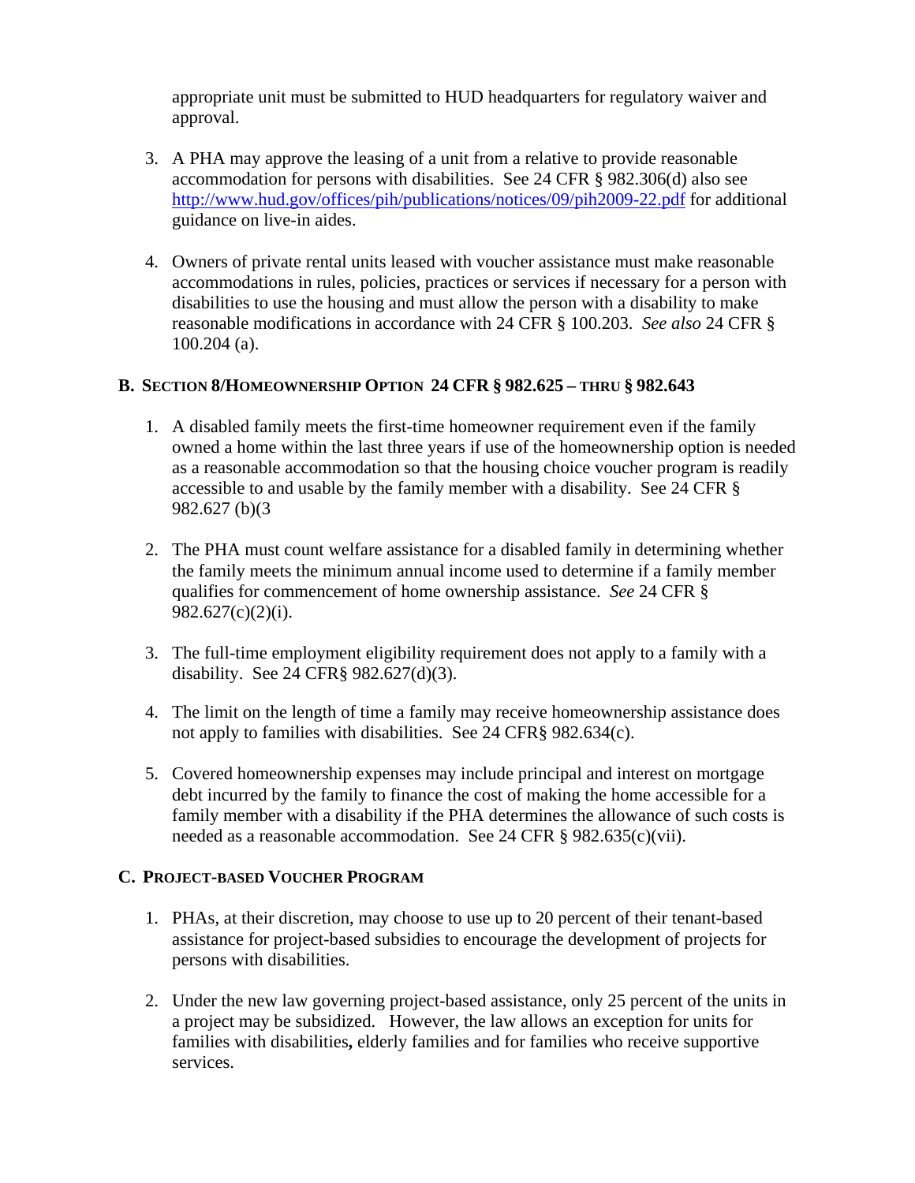appropriate unit must be submitted to HUD headquarters for regulatory waiver and approval.

3. A PHA may approve the leasing of a unit from a relative to provide reasonable accommodation for persons with disabilities. See 24 CFR § 982.306(d) also see http://www.hud.gov/offices/pih/publications/notices/09/pih2009-22.pdf for additional guidance on live-in aides.

4. Owners of private rental units leased with voucher assistance must make reasonable accommodations in rules, policies, practices or services if necessary for a person with disabilities to use the housing and must allow the person with a disability to make reasonable modifications in accordance with 24 CFR § 100.203. *See also* 24 CFR § 100.204 (a).

### B. Section 8/Homeownership Option 24 CFR § 982.625 – thru § 982.643

1. A disabled family meets the first-time homeowner requirement even if the family owned a home within the last three years if use of the homeownership option is needed as a reasonable accommodation so that the housing choice voucher program is readily accessible to and usable by the family member with a disability. See 24 CFR § 982.627 (b)(3

2. The PHA must count welfare assistance for a disabled family in determining whether the family meets the minimum annual income used to determine if a family member qualifies for commencement of home ownership assistance. *See* 24 CFR § 982.627(c)(2)(i).

3. The full-time employment eligibility requirement does not apply to a family with a disability. See 24 CFR§ 982.627(d)(3).

4. The limit on the length of time a family may receive homeownership assistance does not apply to families with disabilities. See 24 CFR§ 982.634(c).

5. Covered homeownership expenses may include principal and interest on mortgage debt incurred by the family to finance the cost of making the home accessible for a family member with a disability if the PHA determines the allowance of such costs is needed as a reasonable accommodation. See 24 CFR § 982.635(c)(vii).

### C. Project-based Voucher Program

1. PHAs, at their discretion, may choose to use up to 20 percent of their tenant-based assistance for project-based subsidies to encourage the development of projects for persons with disabilities.

2. Under the new law governing project-based assistance, only 25 percent of the units in a project may be subsidized. However, the law allows an exception for units for families with disabilities**,** elderly families and for families who receive supportive services.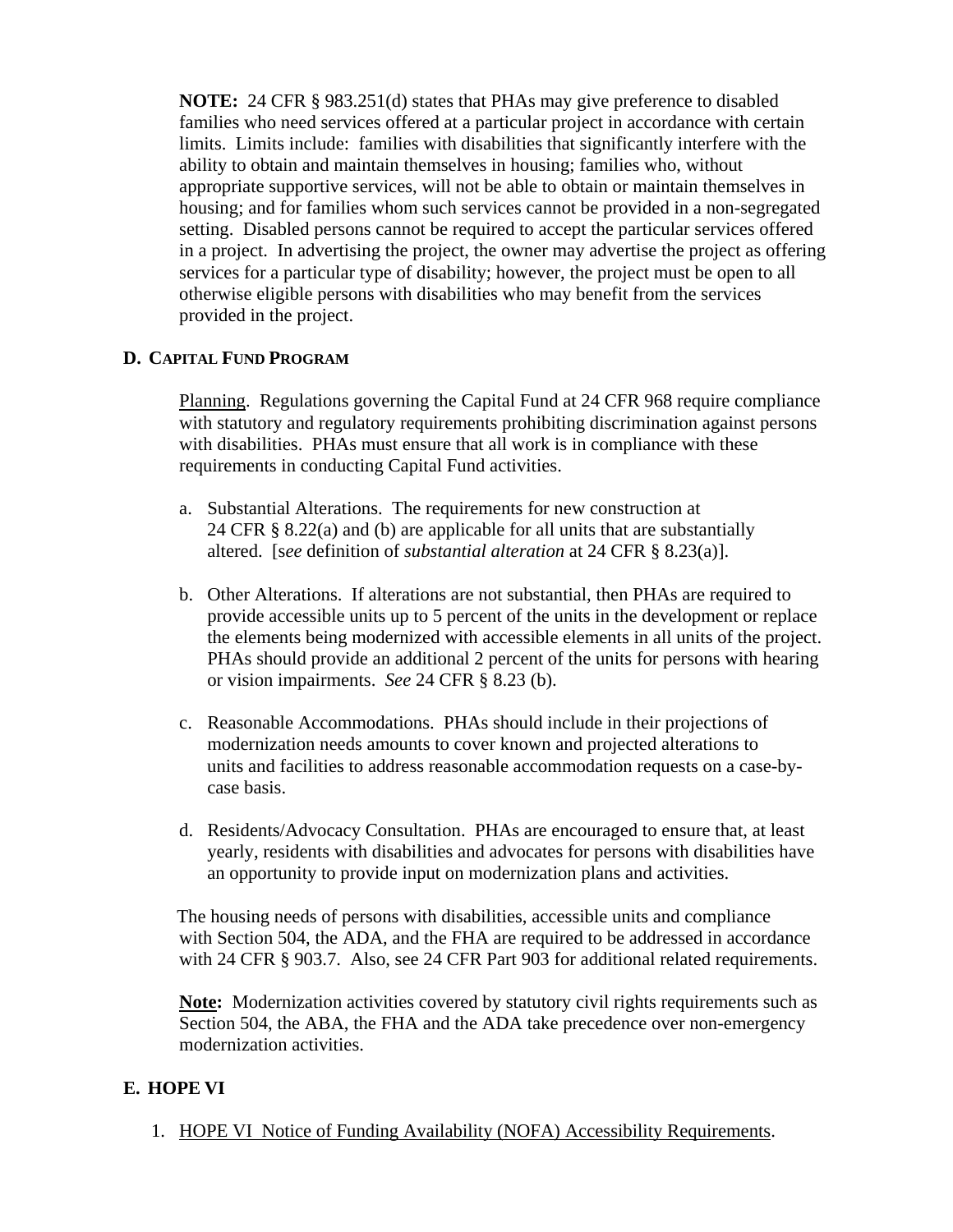**NOTE:** 24 CFR § 983.251(d) states that PHAs may give preference to disabled families who need services offered at a particular project in accordance with certain limits. Limits include: families with disabilities that significantly interfere with the ability to obtain and maintain themselves in housing; families who, without appropriate supportive services, will not be able to obtain or maintain themselves in housing; and for families whom such services cannot be provided in a non-segregated setting. Disabled persons cannot be required to accept the particular services offered in a project. In advertising the project, the owner may advertise the project as offering services for a particular type of disability; however, the project must be open to all otherwise eligible persons with disabilities who may benefit from the services provided in the project.

## D. CAPITAL FUND PROGRAM

Planning. Regulations governing the Capital Fund at 24 CFR 968 require compliance with statutory and regulatory requirements prohibiting discrimination against persons with disabilities. PHAs must ensure that all work is in compliance with these requirements in conducting Capital Fund activities.

a. Substantial Alterations. The requirements for new construction at 24 CFR § 8.22(a) and (b) are applicable for all units that are substantially altered. [*see* definition of *substantial alteration* at 24 CFR § 8.23(a)].

b. Other Alterations. If alterations are not substantial, then PHAs are required to provide accessible units up to 5 percent of the units in the development or replace the elements being modernized with accessible elements in all units of the project. PHAs should provide an additional 2 percent of the units for persons with hearing or vision impairments. *See* 24 CFR § 8.23 (b).

c. Reasonable Accommodations. PHAs should include in their projections of modernization needs amounts to cover known and projected alterations to units and facilities to address reasonable accommodation requests on a case-by-case basis.

d. Residents/Advocacy Consultation. PHAs are encouraged to ensure that, at least yearly, residents with disabilities and advocates for persons with disabilities have an opportunity to provide input on modernization plans and activities.

The housing needs of persons with disabilities, accessible units and compliance with Section 504, the ADA, and the FHA are required to be addressed in accordance with 24 CFR § 903.7. Also, see 24 CFR Part 903 for additional related requirements.

**Note:** Modernization activities covered by statutory civil rights requirements such as Section 504, the ABA, the FHA and the ADA take precedence over non-emergency modernization activities.

## E. HOPE VI

1. HOPE VI Notice of Funding Availability (NOFA) Accessibility Requirements.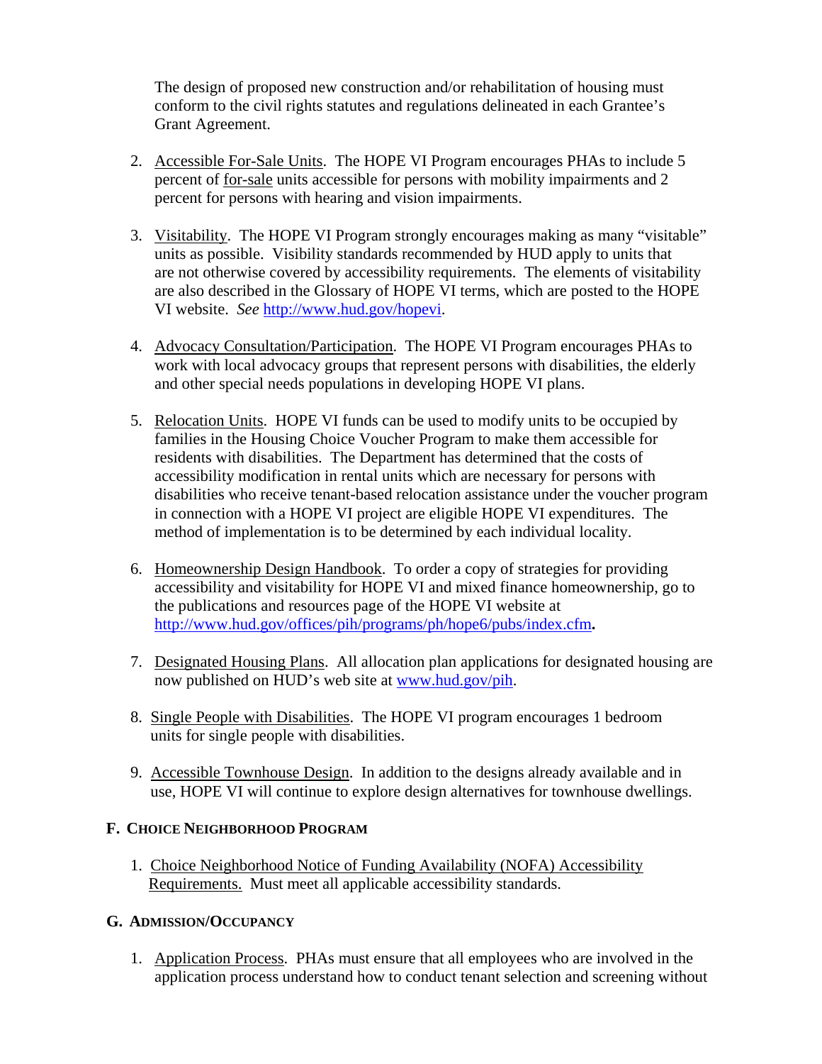The design of proposed new construction and/or rehabilitation of housing must conform to the civil rights statutes and regulations delineated in each Grantee's Grant Agreement.

2. Accessible For-Sale Units. The HOPE VI Program encourages PHAs to include 5 percent of for-sale units accessible for persons with mobility impairments and 2 percent for persons with hearing and vision impairments.

3. Visitability. The HOPE VI Program strongly encourages making as many "visitable" units as possible. Visibility standards recommended by HUD apply to units that are not otherwise covered by accessibility requirements. The elements of visitability are also described in the Glossary of HOPE VI terms, which are posted to the HOPE VI website. *See* http://www.hud.gov/hopevi.

4. Advocacy Consultation/Participation. The HOPE VI Program encourages PHAs to work with local advocacy groups that represent persons with disabilities, the elderly and other special needs populations in developing HOPE VI plans.

5. Relocation Units. HOPE VI funds can be used to modify units to be occupied by families in the Housing Choice Voucher Program to make them accessible for residents with disabilities. The Department has determined that the costs of accessibility modification in rental units which are necessary for persons with disabilities who receive tenant-based relocation assistance under the voucher program in connection with a HOPE VI project are eligible HOPE VI expenditures. The method of implementation is to be determined by each individual locality.

6. Homeownership Design Handbook. To order a copy of strategies for providing accessibility and visitability for HOPE VI and mixed finance homeownership, go to the publications and resources page of the HOPE VI website at http://www.hud.gov/offices/pih/programs/ph/hope6/pubs/index.cfm**.**

7. Designated Housing Plans. All allocation plan applications for designated housing are now published on HUD's web site at www.hud.gov/pih.

8. Single People with Disabilities. The HOPE VI program encourages 1 bedroom units for single people with disabilities.

9. Accessible Townhouse Design. In addition to the designs already available and in use, HOPE VI will continue to explore design alternatives for townhouse dwellings.

### F. Choice Neighborhood Program

1. Choice Neighborhood Notice of Funding Availability (NOFA) Accessibility Requirements. Must meet all applicable accessibility standards.

### G. Admission/Occupancy

1. Application Process. PHAs must ensure that all employees who are involved in the application process understand how to conduct tenant selection and screening without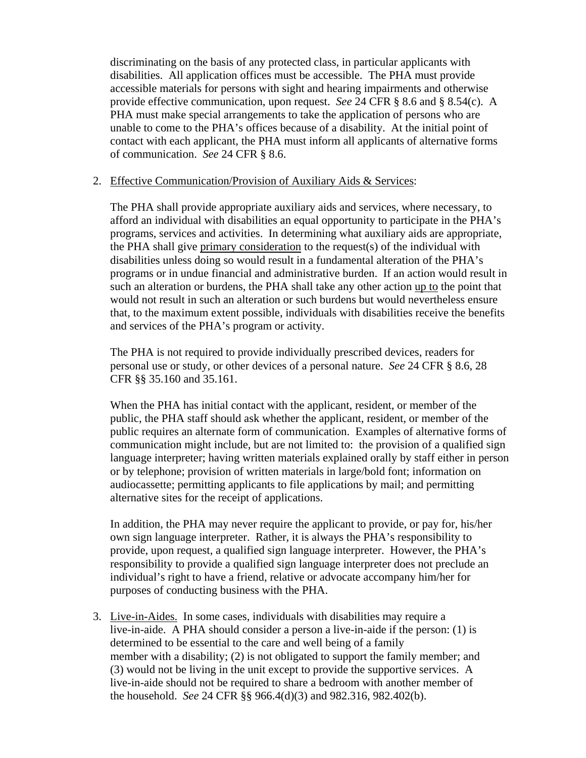discriminating on the basis of any protected class, in particular applicants with disabilities. All application offices must be accessible. The PHA must provide accessible materials for persons with sight and hearing impairments and otherwise provide effective communication, upon request. *See* 24 CFR § 8.6 and § 8.54(c). A PHA must make special arrangements to take the application of persons who are unable to come to the PHA's offices because of a disability. At the initial point of contact with each applicant, the PHA must inform all applicants of alternative forms of communication. *See* 24 CFR § 8.6.

2. Effective Communication/Provision of Auxiliary Aids & Services:

   The PHA shall provide appropriate auxiliary aids and services, where necessary, to afford an individual with disabilities an equal opportunity to participate in the PHA's programs, services and activities. In determining what auxiliary aids are appropriate, the PHA shall give primary consideration to the request(s) of the individual with disabilities unless doing so would result in a fundamental alteration of the PHA's programs or in undue financial and administrative burden. If an action would result in such an alteration or burdens, the PHA shall take any other action up to the point that would not result in such an alteration or such burdens but would nevertheless ensure that, to the maximum extent possible, individuals with disabilities receive the benefits and services of the PHA's program or activity.

   The PHA is not required to provide individually prescribed devices, readers for personal use or study, or other devices of a personal nature. *See* 24 CFR § 8.6, 28 CFR §§ 35.160 and 35.161.

   When the PHA has initial contact with the applicant, resident, or member of the public, the PHA staff should ask whether the applicant, resident, or member of the public requires an alternate form of communication. Examples of alternative forms of communication might include, but are not limited to: the provision of a qualified sign language interpreter; having written materials explained orally by staff either in person or by telephone; provision of written materials in large/bold font; information on audiocassette; permitting applicants to file applications by mail; and permitting alternative sites for the receipt of applications.

   In addition, the PHA may never require the applicant to provide, or pay for, his/her own sign language interpreter. Rather, it is always the PHA's responsibility to provide, upon request, a qualified sign language interpreter. However, the PHA's responsibility to provide a qualified sign language interpreter does not preclude an individual's right to have a friend, relative or advocate accompany him/her for purposes of conducting business with the PHA.

3. Live-in-Aides. In some cases, individuals with disabilities may require a live-in-aide. A PHA should consider a person a live-in-aide if the person: (1) is determined to be essential to the care and well being of a family member with a disability; (2) is not obligated to support the family member; and (3) would not be living in the unit except to provide the supportive services. A live-in-aide should not be required to share a bedroom with another member of the household. *See* 24 CFR §§ 966.4(d)(3) and 982.316, 982.402(b).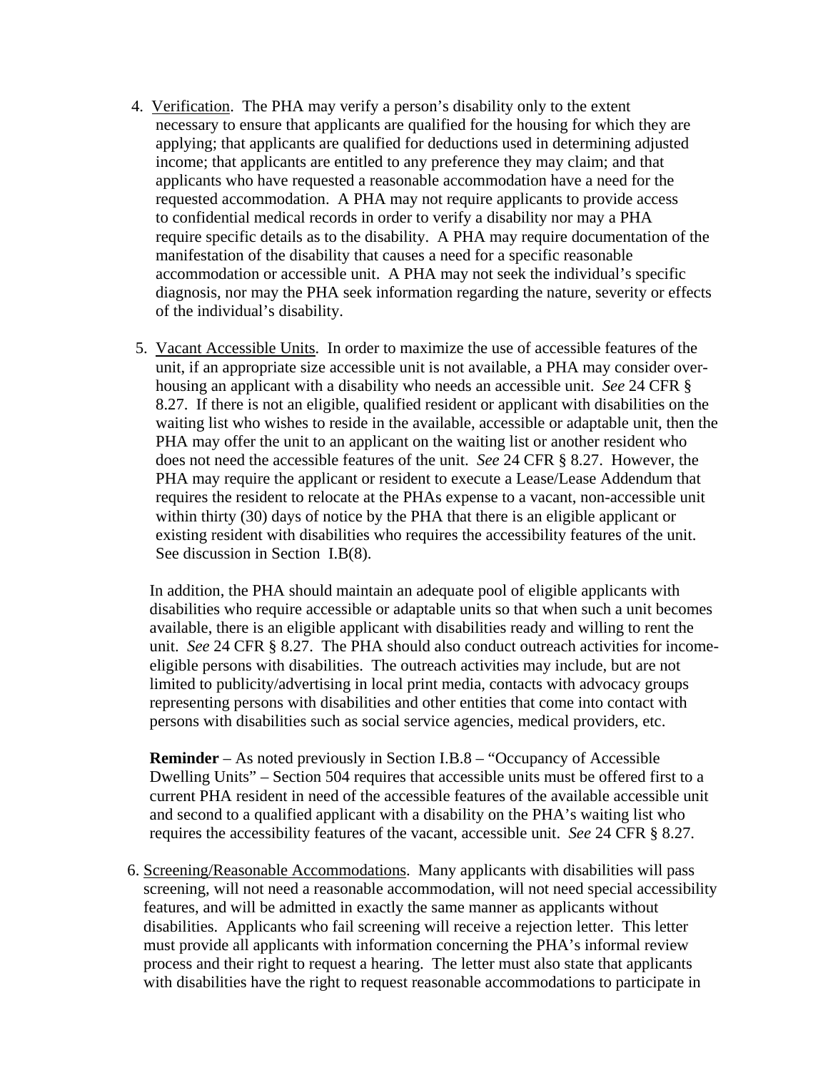4. <u>Verification</u>. The PHA may verify a person's disability only to the extent necessary to ensure that applicants are qualified for the housing for which they are applying; that applicants are qualified for deductions used in determining adjusted income; that applicants are entitled to any preference they may claim; and that applicants who have requested a reasonable accommodation have a need for the requested accommodation. A PHA may not require applicants to provide access to confidential medical records in order to verify a disability nor may a PHA require specific details as to the disability. A PHA may require documentation of the manifestation of the disability that causes a need for a specific reasonable accommodation or accessible unit. A PHA may not seek the individual's specific diagnosis, nor may the PHA seek information regarding the nature, severity or effects of the individual's disability.

5. <u>Vacant Accessible Units</u>. In order to maximize the use of accessible features of the unit, if an appropriate size accessible unit is not available, a PHA may consider over-housing an applicant with a disability who needs an accessible unit. *See* 24 CFR § 8.27. If there is not an eligible, qualified resident or applicant with disabilities on the waiting list who wishes to reside in the available, accessible or adaptable unit, then the PHA may offer the unit to an applicant on the waiting list or another resident who does not need the accessible features of the unit. *See* 24 CFR § 8.27. However, the PHA may require the applicant or resident to execute a Lease/Lease Addendum that requires the resident to relocate at the PHAs expense to a vacant, non-accessible unit within thirty (30) days of notice by the PHA that there is an eligible applicant or existing resident with disabilities who requires the accessibility features of the unit. See discussion in Section I.B(8).

   In addition, the PHA should maintain an adequate pool of eligible applicants with disabilities who require accessible or adaptable units so that when such a unit becomes available, there is an eligible applicant with disabilities ready and willing to rent the unit. *See* 24 CFR § 8.27. The PHA should also conduct outreach activities for income-eligible persons with disabilities. The outreach activities may include, but are not limited to publicity/advertising in local print media, contacts with advocacy groups representing persons with disabilities and other entities that come into contact with persons with disabilities such as social service agencies, medical providers, etc.

   **Reminder** – As noted previously in Section I.B.8 – "Occupancy of Accessible Dwelling Units" – Section 504 requires that accessible units must be offered first to a current PHA resident in need of the accessible features of the available accessible unit and second to a qualified applicant with a disability on the PHA's waiting list who requires the accessibility features of the vacant, accessible unit. *See* 24 CFR § 8.27.

6. <u>Screening/Reasonable Accommodations</u>. Many applicants with disabilities will pass screening, will not need a reasonable accommodation, will not need special accessibility features, and will be admitted in exactly the same manner as applicants without disabilities. Applicants who fail screening will receive a rejection letter. This letter must provide all applicants with information concerning the PHA's informal review process and their right to request a hearing. The letter must also state that applicants with disabilities have the right to request reasonable accommodations to participate in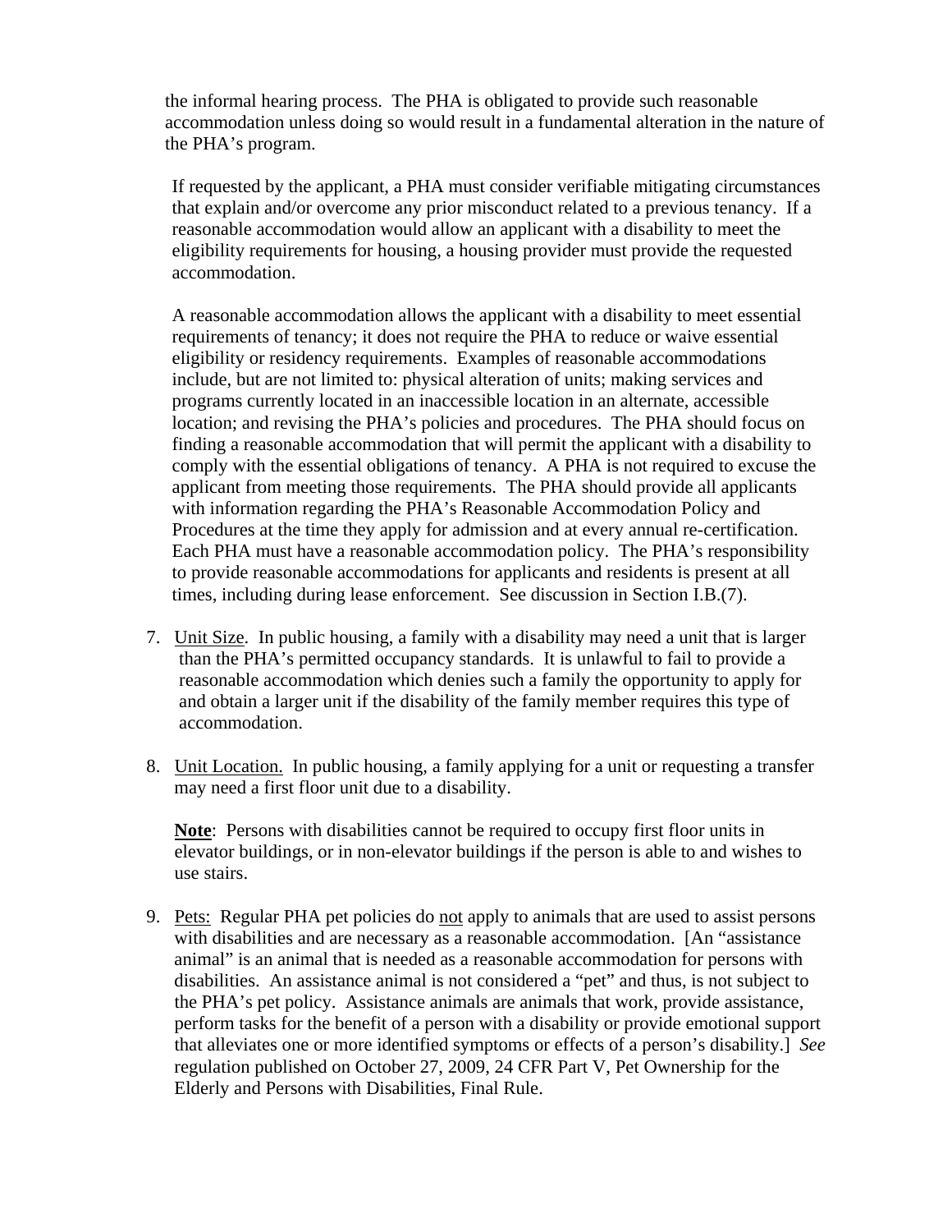the informal hearing process. The PHA is obligated to provide such reasonable accommodation unless doing so would result in a fundamental alteration in the nature of the PHA's program.

If requested by the applicant, a PHA must consider verifiable mitigating circumstances that explain and/or overcome any prior misconduct related to a previous tenancy. If a reasonable accommodation would allow an applicant with a disability to meet the eligibility requirements for housing, a housing provider must provide the requested accommodation.

A reasonable accommodation allows the applicant with a disability to meet essential requirements of tenancy; it does not require the PHA to reduce or waive essential eligibility or residency requirements. Examples of reasonable accommodations include, but are not limited to: physical alteration of units; making services and programs currently located in an inaccessible location in an alternate, accessible location; and revising the PHA's policies and procedures. The PHA should focus on finding a reasonable accommodation that will permit the applicant with a disability to comply with the essential obligations of tenancy. A PHA is not required to excuse the applicant from meeting those requirements. The PHA should provide all applicants with information regarding the PHA's Reasonable Accommodation Policy and Procedures at the time they apply for admission and at every annual re-certification. Each PHA must have a reasonable accommodation policy. The PHA's responsibility to provide reasonable accommodations for applicants and residents is present at all times, including during lease enforcement. See discussion in Section I.B.(7).

7. Unit Size. In public housing, a family with a disability may need a unit that is larger than the PHA's permitted occupancy standards. It is unlawful to fail to provide a reasonable accommodation which denies such a family the opportunity to apply for and obtain a larger unit if the disability of the family member requires this type of accommodation.

8. Unit Location. In public housing, a family applying for a unit or requesting a transfer may need a first floor unit due to a disability.

   **Note**: Persons with disabilities cannot be required to occupy first floor units in elevator buildings, or in non-elevator buildings if the person is able to and wishes to use stairs.

9. Pets: Regular PHA pet policies do not apply to animals that are used to assist persons with disabilities and are necessary as a reasonable accommodation. [An "assistance animal" is an animal that is needed as a reasonable accommodation for persons with disabilities. An assistance animal is not considered a "pet" and thus, is not subject to the PHA's pet policy. Assistance animals are animals that work, provide assistance, perform tasks for the benefit of a person with a disability or provide emotional support that alleviates one or more identified symptoms or effects of a person's disability.] *See* regulation published on October 27, 2009, 24 CFR Part V, Pet Ownership for the Elderly and Persons with Disabilities, Final Rule.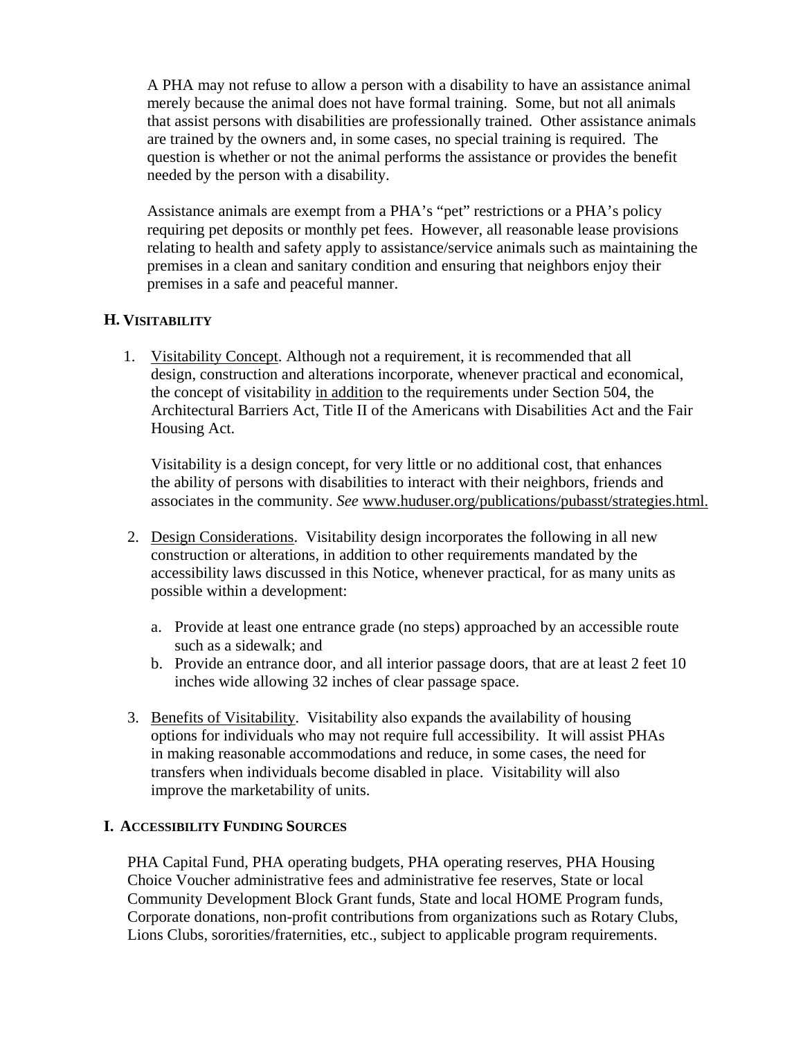A PHA may not refuse to allow a person with a disability to have an assistance animal merely because the animal does not have formal training. Some, but not all animals that assist persons with disabilities are professionally trained. Other assistance animals are trained by the owners and, in some cases, no special training is required. The question is whether or not the animal performs the assistance or provides the benefit needed by the person with a disability.

Assistance animals are exempt from a PHA's "pet" restrictions or a PHA's policy requiring pet deposits or monthly pet fees. However, all reasonable lease provisions relating to health and safety apply to assistance/service animals such as maintaining the premises in a clean and sanitary condition and ensuring that neighbors enjoy their premises in a safe and peaceful manner.

## H. VISITABILITY

1. Visitability Concept. Although not a requirement, it is recommended that all design, construction and alterations incorporate, whenever practical and economical, the concept of visitability in addition to the requirements under Section 504, the Architectural Barriers Act, Title II of the Americans with Disabilities Act and the Fair Housing Act.

   Visitability is a design concept, for very little or no additional cost, that enhances the ability of persons with disabilities to interact with their neighbors, friends and associates in the community. *See* www.huduser.org/publications/pubasst/strategies.html.

2. Design Considerations. Visitability design incorporates the following in all new construction or alterations, in addition to other requirements mandated by the accessibility laws discussed in this Notice, whenever practical, for as many units as possible within a development:

   a. Provide at least one entrance grade (no steps) approached by an accessible route such as a sidewalk; and
   b. Provide an entrance door, and all interior passage doors, that are at least 2 feet 10 inches wide allowing 32 inches of clear passage space.

3. Benefits of Visitability. Visitability also expands the availability of housing options for individuals who may not require full accessibility. It will assist PHAs in making reasonable accommodations and reduce, in some cases, the need for transfers when individuals become disabled in place. Visitability will also improve the marketability of units.

## I. ACCESSIBILITY FUNDING SOURCES

PHA Capital Fund, PHA operating budgets, PHA operating reserves, PHA Housing Choice Voucher administrative fees and administrative fee reserves, State or local Community Development Block Grant funds, State and local HOME Program funds, Corporate donations, non-profit contributions from organizations such as Rotary Clubs, Lions Clubs, sororities/fraternities, etc., subject to applicable program requirements.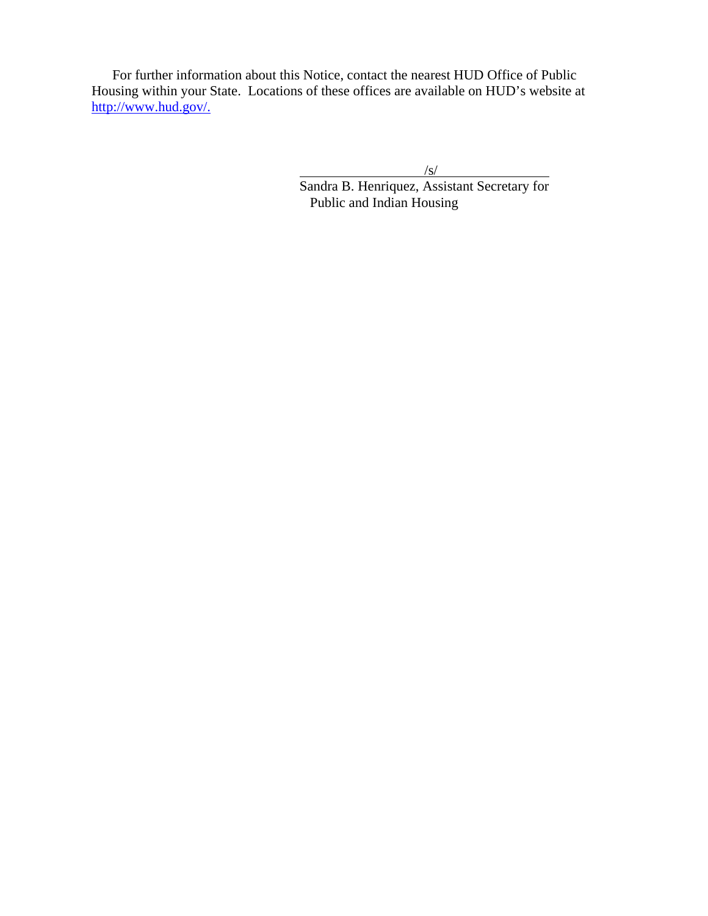For further information about this Notice, contact the nearest HUD Office of Public Housing within your State. Locations of these offices are available on HUD's website at http://www.hud.gov/.

/s/

Sandra B. Henriquez, Assistant Secretary for Public and Indian Housing